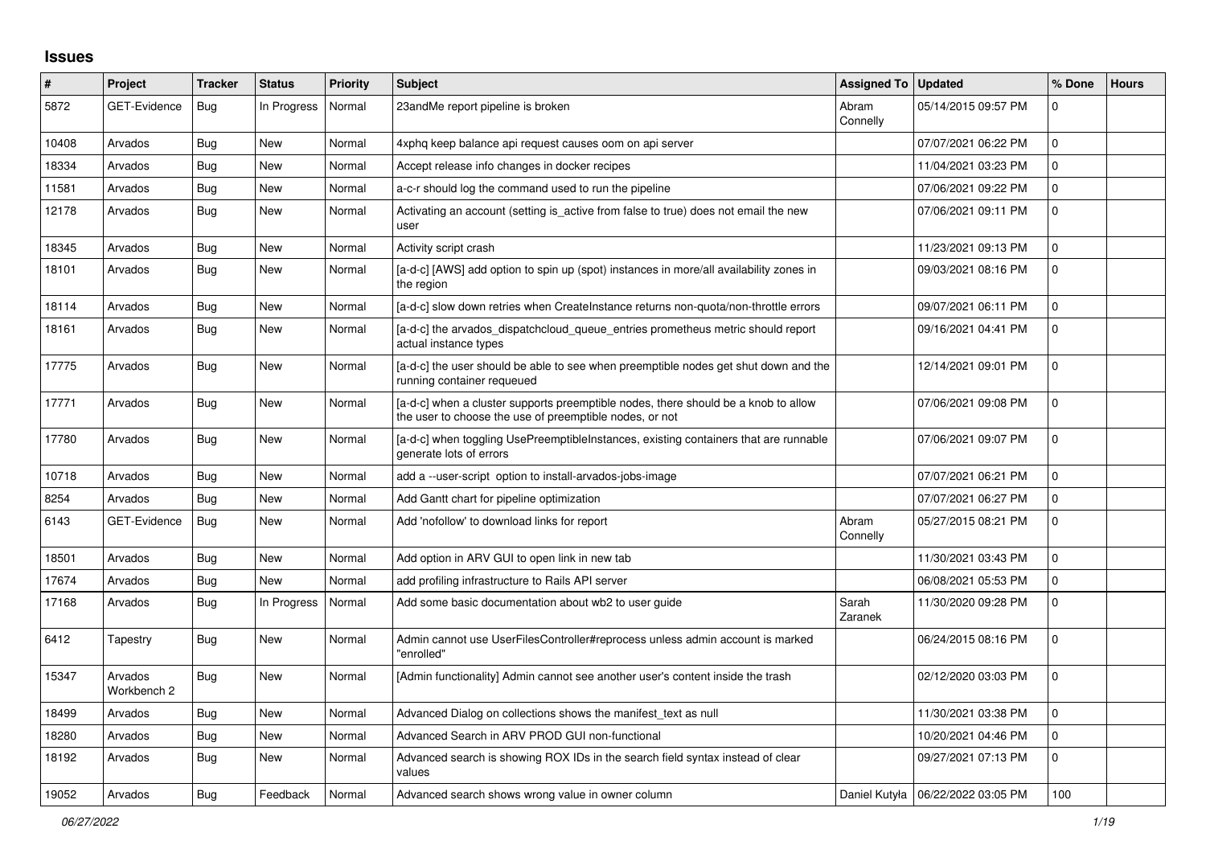## Issues

| # | Project | Tracker | Status | Priority | Subject | Assigned To | Updated | % Done | Hours |
|---|---|---|---|---|---|---|---|---|---|
| 5872 | GET-Evidence | Bug | In Progress | Normal | 23andMe report pipeline is broken | Abram Connelly | 05/14/2015 09:57 PM | 0 | |
| 10408 | Arvados | Bug | New | Normal | 4xphq keep balance api request causes oom on api server | | 07/07/2021 06:22 PM | 0 | |
| 18334 | Arvados | Bug | New | Normal | Accept release info changes in docker recipes | | 11/04/2021 03:23 PM | 0 | |
| 11581 | Arvados | Bug | New | Normal | a-c-r should log the command used to run the pipeline | | 07/06/2021 09:22 PM | 0 | |
| 12178 | Arvados | Bug | New | Normal | Activating an account (setting is_active from false to true) does not email the new user | | 07/06/2021 09:11 PM | 0 | |
| 18345 | Arvados | Bug | New | Normal | Activity script crash | | 11/23/2021 09:13 PM | 0 | |
| 18101 | Arvados | Bug | New | Normal | [a-d-c] [AWS] add option to spin up (spot) instances in more/all availability zones in the region | | 09/03/2021 08:16 PM | 0 | |
| 18114 | Arvados | Bug | New | Normal | [a-d-c] slow down retries when CreateInstance returns non-quota/non-throttle errors | | 09/07/2021 06:11 PM | 0 | |
| 18161 | Arvados | Bug | New | Normal | [a-d-c] the arvados_dispatchcloud_queue_entries prometheus metric should report actual instance types | | 09/16/2021 04:41 PM | 0 | |
| 17775 | Arvados | Bug | New | Normal | [a-d-c] the user should be able to see when preemptible nodes get shut down and the running container requeued | | 12/14/2021 09:01 PM | 0 | |
| 17771 | Arvados | Bug | New | Normal | [a-d-c] when a cluster supports preemptible nodes, there should be a knob to allow the user to choose the use of preemptible nodes, or not | | 07/06/2021 09:08 PM | 0 | |
| 17780 | Arvados | Bug | New | Normal | [a-d-c] when toggling UsePreemptibleInstances, existing containers that are runnable generate lots of errors | | 07/06/2021 09:07 PM | 0 | |
| 10718 | Arvados | Bug | New | Normal | add a --user-script option to install-arvados-jobs-image | | 07/07/2021 06:21 PM | 0 | |
| 8254 | Arvados | Bug | New | Normal | Add Gantt chart for pipeline optimization | | 07/07/2021 06:27 PM | 0 | |
| 6143 | GET-Evidence | Bug | New | Normal | Add 'nofollow' to download links for report | Abram Connelly | 05/27/2015 08:21 PM | 0 | |
| 18501 | Arvados | Bug | New | Normal | Add option in ARV GUI to open link in new tab | | 11/30/2021 03:43 PM | 0 | |
| 17674 | Arvados | Bug | New | Normal | add profiling infrastructure to Rails API server | | 06/08/2021 05:53 PM | 0 | |
| 17168 | Arvados | Bug | In Progress | Normal | Add some basic documentation about wb2 to user guide | Sarah Zaranek | 11/30/2020 09:28 PM | 0 | |
| 6412 | Tapestry | Bug | New | Normal | Admin cannot use UserFilesController#reprocess unless admin account is marked "enrolled" | | 06/24/2015 08:16 PM | 0 | |
| 15347 | Arvados Workbench 2 | Bug | New | Normal | [Admin functionality] Admin cannot see another user's content inside the trash | | 02/12/2020 03:03 PM | 0 | |
| 18499 | Arvados | Bug | New | Normal | Advanced Dialog on collections shows the manifest_text as null | | 11/30/2021 03:38 PM | 0 | |
| 18280 | Arvados | Bug | New | Normal | Advanced Search in ARV PROD GUI non-functional | | 10/20/2021 04:46 PM | 0 | |
| 18192 | Arvados | Bug | New | Normal | Advanced search is showing ROX IDs in the search field syntax instead of clear values | | 09/27/2021 07:13 PM | 0 | |
| 19052 | Arvados | Bug | Feedback | Normal | Advanced search shows wrong value in owner column | Daniel Kutyła | 06/22/2022 03:05 PM | 100 | |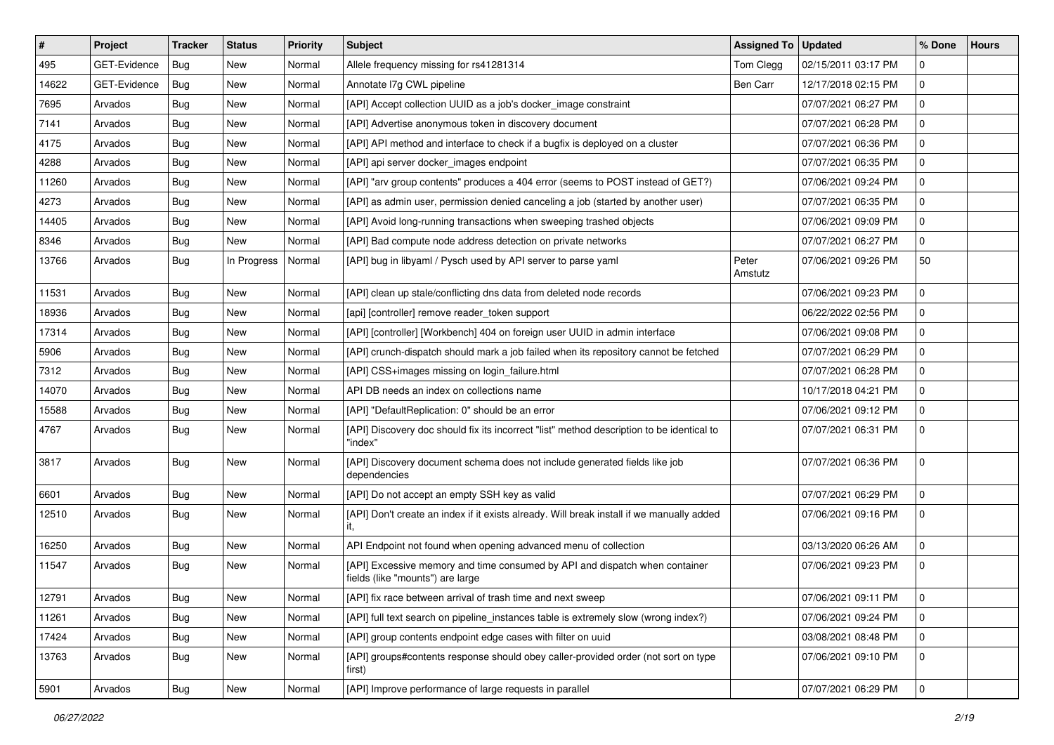| # | Project | Tracker | Status | Priority | Subject | Assigned To | Updated | % Done | Hours |
|---|---|---|---|---|---|---|---|---|---|
| 495 | GET-Evidence | Bug | New | Normal | Allele frequency missing for rs41281314 | Tom Clegg | 02/15/2011 03:17 PM | 0 | |
| 14622 | GET-Evidence | Bug | New | Normal | Annotate l7g CWL pipeline | Ben Carr | 12/17/2018 02:15 PM | 0 | |
| 7695 | Arvados | Bug | New | Normal | [API] Accept collection UUID as a job's docker_image constraint | | 07/07/2021 06:27 PM | 0 | |
| 7141 | Arvados | Bug | New | Normal | [API] Advertise anonymous token in discovery document | | 07/07/2021 06:28 PM | 0 | |
| 4175 | Arvados | Bug | New | Normal | [API] API method and interface to check if a bugfix is deployed on a cluster | | 07/07/2021 06:36 PM | 0 | |
| 4288 | Arvados | Bug | New | Normal | [API] api server docker_images endpoint | | 07/07/2021 06:35 PM | 0 | |
| 11260 | Arvados | Bug | New | Normal | [API] "arv group contents" produces a 404 error (seems to POST instead of GET?) | | 07/06/2021 09:24 PM | 0 | |
| 4273 | Arvados | Bug | New | Normal | [API] as admin user, permission denied canceling a job (started by another user) | | 07/07/2021 06:35 PM | 0 | |
| 14405 | Arvados | Bug | New | Normal | [API] Avoid long-running transactions when sweeping trashed objects | | 07/06/2021 09:09 PM | 0 | |
| 8346 | Arvados | Bug | New | Normal | [API] Bad compute node address detection on private networks | | 07/07/2021 06:27 PM | 0 | |
| 13766 | Arvados | Bug | In Progress | Normal | [API] bug in libyaml / Pysch used by API server to parse yaml | Peter Amstutz | 07/06/2021 09:26 PM | 50 | |
| 11531 | Arvados | Bug | New | Normal | [API] clean up stale/conflicting dns data from deleted node records | | 07/06/2021 09:23 PM | 0 | |
| 18936 | Arvados | Bug | New | Normal | [api] [controller] remove reader_token support | | 06/22/2022 02:56 PM | 0 | |
| 17314 | Arvados | Bug | New | Normal | [API] [controller] [Workbench] 404 on foreign user UUID in admin interface | | 07/06/2021 09:08 PM | 0 | |
| 5906 | Arvados | Bug | New | Normal | [API] crunch-dispatch should mark a job failed when its repository cannot be fetched | | 07/07/2021 06:29 PM | 0 | |
| 7312 | Arvados | Bug | New | Normal | [API] CSS+images missing on login_failure.html | | 07/07/2021 06:28 PM | 0 | |
| 14070 | Arvados | Bug | New | Normal | API DB needs an index on collections name | | 10/17/2018 04:21 PM | 0 | |
| 15588 | Arvados | Bug | New | Normal | [API] "DefaultReplication: 0" should be an error | | 07/06/2021 09:12 PM | 0 | |
| 4767 | Arvados | Bug | New | Normal | [API] Discovery doc should fix its incorrect "list" method description to be identical to "index" | | 07/07/2021 06:31 PM | 0 | |
| 3817 | Arvados | Bug | New | Normal | [API] Discovery document schema does not include generated fields like job dependencies | | 07/07/2021 06:36 PM | 0 | |
| 6601 | Arvados | Bug | New | Normal | [API] Do not accept an empty SSH key as valid | | 07/07/2021 06:29 PM | 0 | |
| 12510 | Arvados | Bug | New | Normal | [API] Don't create an index if it exists already. Will break install if we manually added it, | | 07/06/2021 09:16 PM | 0 | |
| 16250 | Arvados | Bug | New | Normal | API Endpoint not found when opening advanced menu of collection | | 03/13/2020 06:26 AM | 0 | |
| 11547 | Arvados | Bug | New | Normal | [API] Excessive memory and time consumed by API and dispatch when container fields (like "mounts") are large | | 07/06/2021 09:23 PM | 0 | |
| 12791 | Arvados | Bug | New | Normal | [API] fix race between arrival of trash time and next sweep | | 07/06/2021 09:11 PM | 0 | |
| 11261 | Arvados | Bug | New | Normal | [API] full text search on pipeline_instances table is extremely slow (wrong index?) | | 07/06/2021 09:24 PM | 0 | |
| 17424 | Arvados | Bug | New | Normal | [API] group contents endpoint edge cases with filter on uuid | | 03/08/2021 08:48 PM | 0 | |
| 13763 | Arvados | Bug | New | Normal | [API] groups#contents response should obey caller-provided order (not sort on type first) | | 07/06/2021 09:10 PM | 0 | |
| 5901 | Arvados | Bug | New | Normal | [API] Improve performance of large requests in parallel | | 07/07/2021 06:29 PM | 0 | |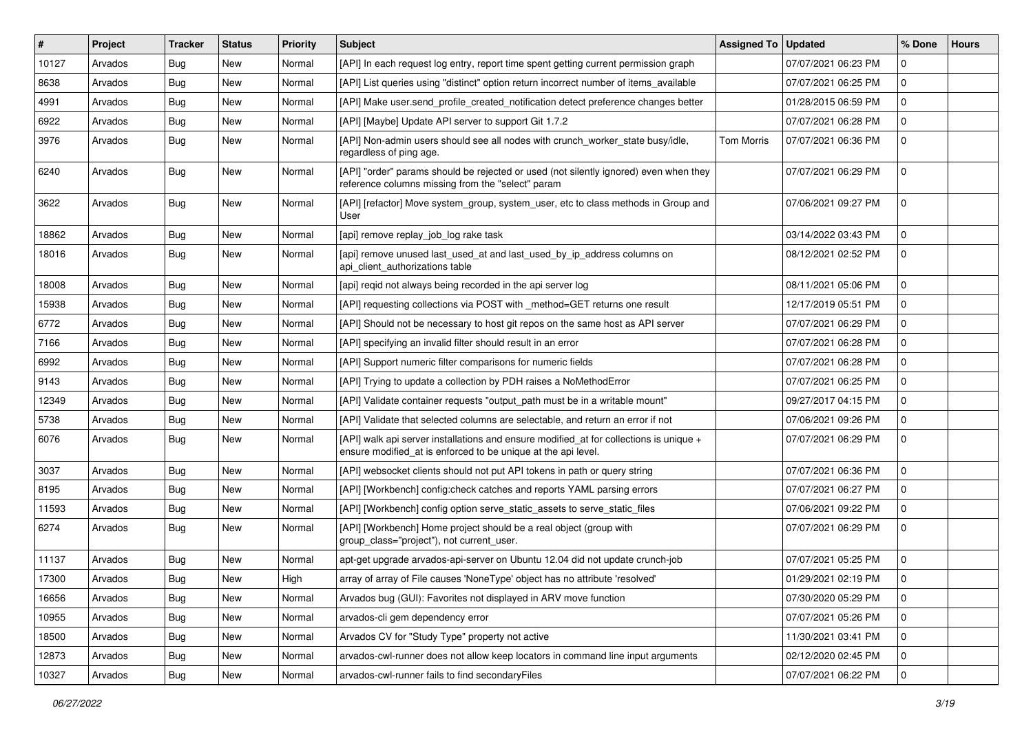| # | Project | Tracker | Status | Priority | Subject | Assigned To | Updated | % Done | Hours |
|---|---|---|---|---|---|---|---|---|---|
| 10127 | Arvados | Bug | New | Normal | [API] In each request log entry, report time spent getting current permission graph | | 07/07/2021 06:23 PM | 0 | |
| 8638 | Arvados | Bug | New | Normal | [API] List queries using "distinct" option return incorrect number of items_available | | 07/07/2021 06:25 PM | 0 | |
| 4991 | Arvados | Bug | New | Normal | [API] Make user.send_profile_created_notification detect preference changes better | | 01/28/2015 06:59 PM | 0 | |
| 6922 | Arvados | Bug | New | Normal | [API] [Maybe] Update API server to support Git 1.7.2 | | 07/07/2021 06:28 PM | 0 | |
| 3976 | Arvados | Bug | New | Normal | [API] Non-admin users should see all nodes with crunch_worker_state busy/idle, regardless of ping age. | Tom Morris | 07/07/2021 06:36 PM | 0 | |
| 6240 | Arvados | Bug | New | Normal | [API] "order" params should be rejected or used (not silently ignored) even when they reference columns missing from the "select" param | | 07/07/2021 06:29 PM | 0 | |
| 3622 | Arvados | Bug | New | Normal | [API] [refactor] Move system_group, system_user, etc to class methods in Group and User | | 07/06/2021 09:27 PM | 0 | |
| 18862 | Arvados | Bug | New | Normal | [api] remove replay_job_log rake task | | 03/14/2022 03:43 PM | 0 | |
| 18016 | Arvados | Bug | New | Normal | [api] remove unused last_used_at and last_used_by_ip_address columns on api_client_authorizations table | | 08/12/2021 02:52 PM | 0 | |
| 18008 | Arvados | Bug | New | Normal | [api] reqid not always being recorded in the api server log | | 08/11/2021 05:06 PM | 0 | |
| 15938 | Arvados | Bug | New | Normal | [API] requesting collections via POST with _method=GET returns one result | | 12/17/2019 05:51 PM | 0 | |
| 6772 | Arvados | Bug | New | Normal | [API] Should not be necessary to host git repos on the same host as API server | | 07/07/2021 06:29 PM | 0 | |
| 7166 | Arvados | Bug | New | Normal | [API] specifying an invalid filter should result in an error | | 07/07/2021 06:28 PM | 0 | |
| 6992 | Arvados | Bug | New | Normal | [API] Support numeric filter comparisons for numeric fields | | 07/07/2021 06:28 PM | 0 | |
| 9143 | Arvados | Bug | New | Normal | [API] Trying to update a collection by PDH raises a NoMethodError | | 07/07/2021 06:25 PM | 0 | |
| 12349 | Arvados | Bug | New | Normal | [API] Validate container requests "output_path must be in a writable mount" | | 09/27/2017 04:15 PM | 0 | |
| 5738 | Arvados | Bug | New | Normal | [API] Validate that selected columns are selectable, and return an error if not | | 07/06/2021 09:26 PM | 0 | |
| 6076 | Arvados | Bug | New | Normal | [API] walk api server installations and ensure modified_at for collections is unique + ensure modified_at is enforced to be unique at the api level. | | 07/07/2021 06:29 PM | 0 | |
| 3037 | Arvados | Bug | New | Normal | [API] websocket clients should not put API tokens in path or query string | | 07/07/2021 06:36 PM | 0 | |
| 8195 | Arvados | Bug | New | Normal | [API] [Workbench] config:check catches and reports YAML parsing errors | | 07/07/2021 06:27 PM | 0 | |
| 11593 | Arvados | Bug | New | Normal | [API] [Workbench] config option serve_static_assets to serve_static_files | | 07/06/2021 09:22 PM | 0 | |
| 6274 | Arvados | Bug | New | Normal | [API] [Workbench] Home project should be a real object (group with group_class="project"), not current_user. | | 07/07/2021 06:29 PM | 0 | |
| 11137 | Arvados | Bug | New | Normal | apt-get upgrade arvados-api-server on Ubuntu 12.04 did not update crunch-job | | 07/07/2021 05:25 PM | 0 | |
| 17300 | Arvados | Bug | New | High | array of array of File causes 'NoneType' object has no attribute 'resolved' | | 01/29/2021 02:19 PM | 0 | |
| 16656 | Arvados | Bug | New | Normal | Arvados bug (GUI): Favorites not displayed in ARV move function | | 07/30/2020 05:29 PM | 0 | |
| 10955 | Arvados | Bug | New | Normal | arvados-cli gem dependency error | | 07/07/2021 05:26 PM | 0 | |
| 18500 | Arvados | Bug | New | Normal | Arvados CV for "Study Type" property not active | | 11/30/2021 03:41 PM | 0 | |
| 12873 | Arvados | Bug | New | Normal | arvados-cwl-runner does not allow keep locators in command line input arguments | | 02/12/2020 02:45 PM | 0 | |
| 10327 | Arvados | Bug | New | Normal | arvados-cwl-runner fails to find secondaryFiles | | 07/07/2021 06:22 PM | 0 | |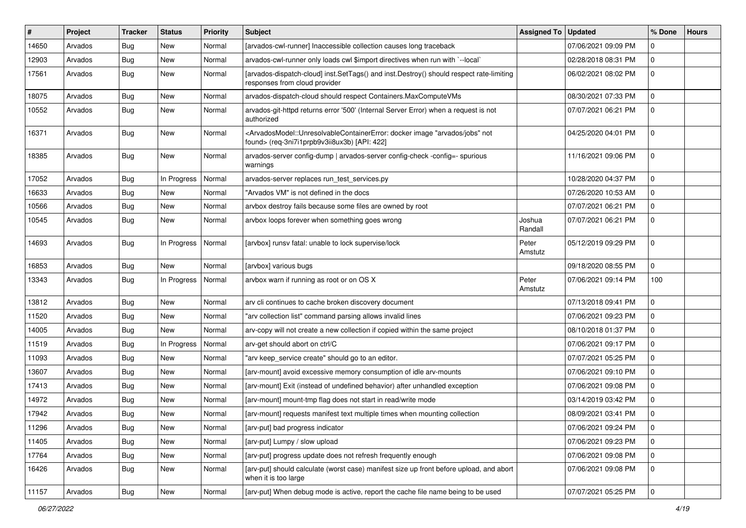| # | Project | Tracker | Status | Priority | Subject | Assigned To | Updated | % Done | Hours |
|---|---|---|---|---|---|---|---|---|---|
| 14650 | Arvados | Bug | New | Normal | [arvados-cwl-runner] Inaccessible collection causes long traceback | | 07/06/2021 09:09 PM | 0 | |
| 12903 | Arvados | Bug | New | Normal | arvados-cwl-runner only loads cwl $import directives when run with `--local` | | 02/28/2018 08:31 PM | 0 | |
| 17561 | Arvados | Bug | New | Normal | [arvados-dispatch-cloud] inst.SetTags() and inst.Destroy() should respect rate-limiting responses from cloud provider | | 06/02/2021 08:02 PM | 0 | |
| 18075 | Arvados | Bug | New | Normal | arvados-dispatch-cloud should respect Containers.MaxComputeVMs | | 08/30/2021 07:33 PM | 0 | |
| 10552 | Arvados | Bug | New | Normal | arvados-git-httpd returns error '500' (Internal Server Error) when a request is not authorized | | 07/07/2021 06:21 PM | 0 | |
| 16371 | Arvados | Bug | New | Normal | <ArvadosModel::UnresolvableContainerError: docker image "arvados/jobs" not found> (req-3ni7i1prpb9v3ii8ux3b) [API: 422] | | 04/25/2020 04:01 PM | 0 | |
| 18385 | Arvados | Bug | New | Normal | arvados-server config-dump \| arvados-server config-check -config=- spurious warnings | | 11/16/2021 09:06 PM | 0 | |
| 17052 | Arvados | Bug | In Progress | Normal | arvados-server replaces run_test_services.py | | 10/28/2020 04:37 PM | 0 | |
| 16633 | Arvados | Bug | New | Normal | "Arvados VM" is not defined in the docs | | 07/26/2020 10:53 AM | 0 | |
| 10566 | Arvados | Bug | New | Normal | arvbox destroy fails because some files are owned by root | | 07/07/2021 06:21 PM | 0 | |
| 10545 | Arvados | Bug | New | Normal | arvbox loops forever when something goes wrong | Joshua Randall | 07/07/2021 06:21 PM | 0 | |
| 14693 | Arvados | Bug | In Progress | Normal | [arvbox] runsv fatal: unable to lock supervise/lock | Peter Amstutz | 05/12/2019 09:29 PM | 0 | |
| 16853 | Arvados | Bug | New | Normal | [arvbox] various bugs | | 09/18/2020 08:55 PM | 0 | |
| 13343 | Arvados | Bug | In Progress | Normal | arvbox warn if running as root or on OS X | Peter Amstutz | 07/06/2021 09:14 PM | 100 | |
| 13812 | Arvados | Bug | New | Normal | arv cli continues to cache broken discovery document | | 07/13/2018 09:41 PM | 0 | |
| 11520 | Arvados | Bug | New | Normal | "arv collection list" command parsing allows invalid lines | | 07/06/2021 09:23 PM | 0 | |
| 14005 | Arvados | Bug | New | Normal | arv-copy will not create a new collection if copied within the same project | | 08/10/2018 01:37 PM | 0 | |
| 11519 | Arvados | Bug | In Progress | Normal | arv-get should abort on ctrl/C | | 07/06/2021 09:17 PM | 0 | |
| 11093 | Arvados | Bug | New | Normal | "arv keep_service create" should go to an editor. | | 07/07/2021 05:25 PM | 0 | |
| 13607 | Arvados | Bug | New | Normal | [arv-mount] avoid excessive memory consumption of idle arv-mounts | | 07/06/2021 09:10 PM | 0 | |
| 17413 | Arvados | Bug | New | Normal | [arv-mount] Exit (instead of undefined behavior) after unhandled exception | | 07/06/2021 09:08 PM | 0 | |
| 14972 | Arvados | Bug | New | Normal | [arv-mount] mount-tmp flag does not start in read/write mode | | 03/14/2019 03:42 PM | 0 | |
| 17942 | Arvados | Bug | New | Normal | [arv-mount] requests manifest text multiple times when mounting collection | | 08/09/2021 03:41 PM | 0 | |
| 11296 | Arvados | Bug | New | Normal | [arv-put] bad progress indicator | | 07/06/2021 09:24 PM | 0 | |
| 11405 | Arvados | Bug | New | Normal | [arv-put] Lumpy / slow upload | | 07/06/2021 09:23 PM | 0 | |
| 17764 | Arvados | Bug | New | Normal | [arv-put] progress update does not refresh frequently enough | | 07/06/2021 09:08 PM | 0 | |
| 16426 | Arvados | Bug | New | Normal | [arv-put] should calculate (worst case) manifest size up front before upload, and abort when it is too large | | 07/06/2021 09:08 PM | 0 | |
| 11157 | Arvados | Bug | New | Normal | [arv-put] When debug mode is active, report the cache file name being to be used | | 07/07/2021 05:25 PM | 0 | |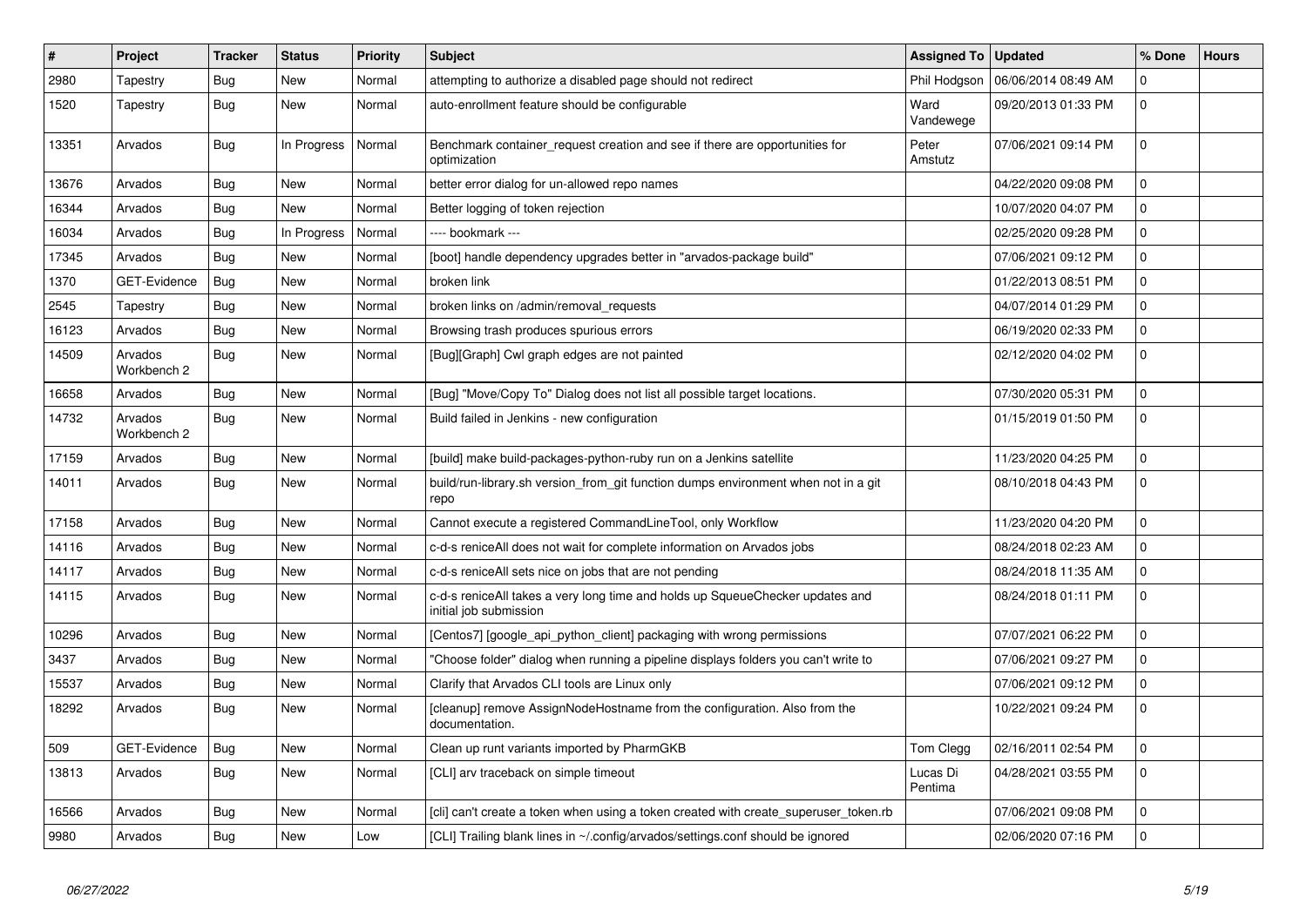| # | Project | Tracker | Status | Priority | Subject | Assigned To | Updated | % Done | Hours |
|---|---|---|---|---|---|---|---|---|---|
| 2980 | Tapestry | Bug | New | Normal | attempting to authorize a disabled page should not redirect | Phil Hodgson | 06/06/2014 08:49 AM | 0 | |
| 1520 | Tapestry | Bug | New | Normal | auto-enrollment feature should be configurable | Ward Vandewege | 09/20/2013 01:33 PM | 0 | |
| 13351 | Arvados | Bug | In Progress | Normal | Benchmark container_request creation and see if there are opportunities for optimization | Peter Amstutz | 07/06/2021 09:14 PM | 0 | |
| 13676 | Arvados | Bug | New | Normal | better error dialog for un-allowed repo names | | 04/22/2020 09:08 PM | 0 | |
| 16344 | Arvados | Bug | New | Normal | Better logging of token rejection | | 10/07/2020 04:07 PM | 0 | |
| 16034 | Arvados | Bug | In Progress | Normal | ---- bookmark --- | | 02/25/2020 09:28 PM | 0 | |
| 17345 | Arvados | Bug | New | Normal | [boot] handle dependency upgrades better in "arvados-package build" | | 07/06/2021 09:12 PM | 0 | |
| 1370 | GET-Evidence | Bug | New | Normal | broken link | | 01/22/2013 08:51 PM | 0 | |
| 2545 | Tapestry | Bug | New | Normal | broken links on /admin/removal_requests | | 04/07/2014 01:29 PM | 0 | |
| 16123 | Arvados | Bug | New | Normal | Browsing trash produces spurious errors | | 06/19/2020 02:33 PM | 0 | |
| 14509 | Arvados Workbench 2 | Bug | New | Normal | [Bug][Graph] Cwl graph edges are not painted | | 02/12/2020 04:02 PM | 0 | |
| 16658 | Arvados | Bug | New | Normal | [Bug] "Move/Copy To" Dialog does not list all possible target locations. | | 07/30/2020 05:31 PM | 0 | |
| 14732 | Arvados Workbench 2 | Bug | New | Normal | Build failed in Jenkins - new configuration | | 01/15/2019 01:50 PM | 0 | |
| 17159 | Arvados | Bug | New | Normal | [build] make build-packages-python-ruby run on a Jenkins satellite | | 11/23/2020 04:25 PM | 0 | |
| 14011 | Arvados | Bug | New | Normal | build/run-library.sh version_from_git function dumps environment when not in a git repo | | 08/10/2018 04:43 PM | 0 | |
| 17158 | Arvados | Bug | New | Normal | Cannot execute a registered CommandLineTool, only Workflow | | 11/23/2020 04:20 PM | 0 | |
| 14116 | Arvados | Bug | New | Normal | c-d-s reniceAll does not wait for complete information on Arvados jobs | | 08/24/2018 02:23 AM | 0 | |
| 14117 | Arvados | Bug | New | Normal | c-d-s reniceAll sets nice on jobs that are not pending | | 08/24/2018 11:35 AM | 0 | |
| 14115 | Arvados | Bug | New | Normal | c-d-s reniceAll takes a very long time and holds up SqueueChecker updates and initial job submission | | 08/24/2018 01:11 PM | 0 | |
| 10296 | Arvados | Bug | New | Normal | [Centos7] [google_api_python_client] packaging with wrong permissions | | 07/07/2021 06:22 PM | 0 | |
| 3437 | Arvados | Bug | New | Normal | "Choose folder" dialog when running a pipeline displays folders you can't write to | | 07/06/2021 09:27 PM | 0 | |
| 15537 | Arvados | Bug | New | Normal | Clarify that Arvados CLI tools are Linux only | | 07/06/2021 09:12 PM | 0 | |
| 18292 | Arvados | Bug | New | Normal | [cleanup] remove AssignNodeHostname from the configuration. Also from the documentation. | | 10/22/2021 09:24 PM | 0 | |
| 509 | GET-Evidence | Bug | New | Normal | Clean up runt variants imported by PharmGKB | Tom Clegg | 02/16/2011 02:54 PM | 0 | |
| 13813 | Arvados | Bug | New | Normal | [CLI] arv traceback on simple timeout | Lucas Di Pentima | 04/28/2021 03:55 PM | 0 | |
| 16566 | Arvados | Bug | New | Normal | [cli] can't create a token when using a token created with create_superuser_token.rb | | 07/06/2021 09:08 PM | 0 | |
| 9980 | Arvados | Bug | New | Low | [CLI] Trailing blank lines in ~/.config/arvados/settings.conf should be ignored | | 02/06/2020 07:16 PM | 0 | |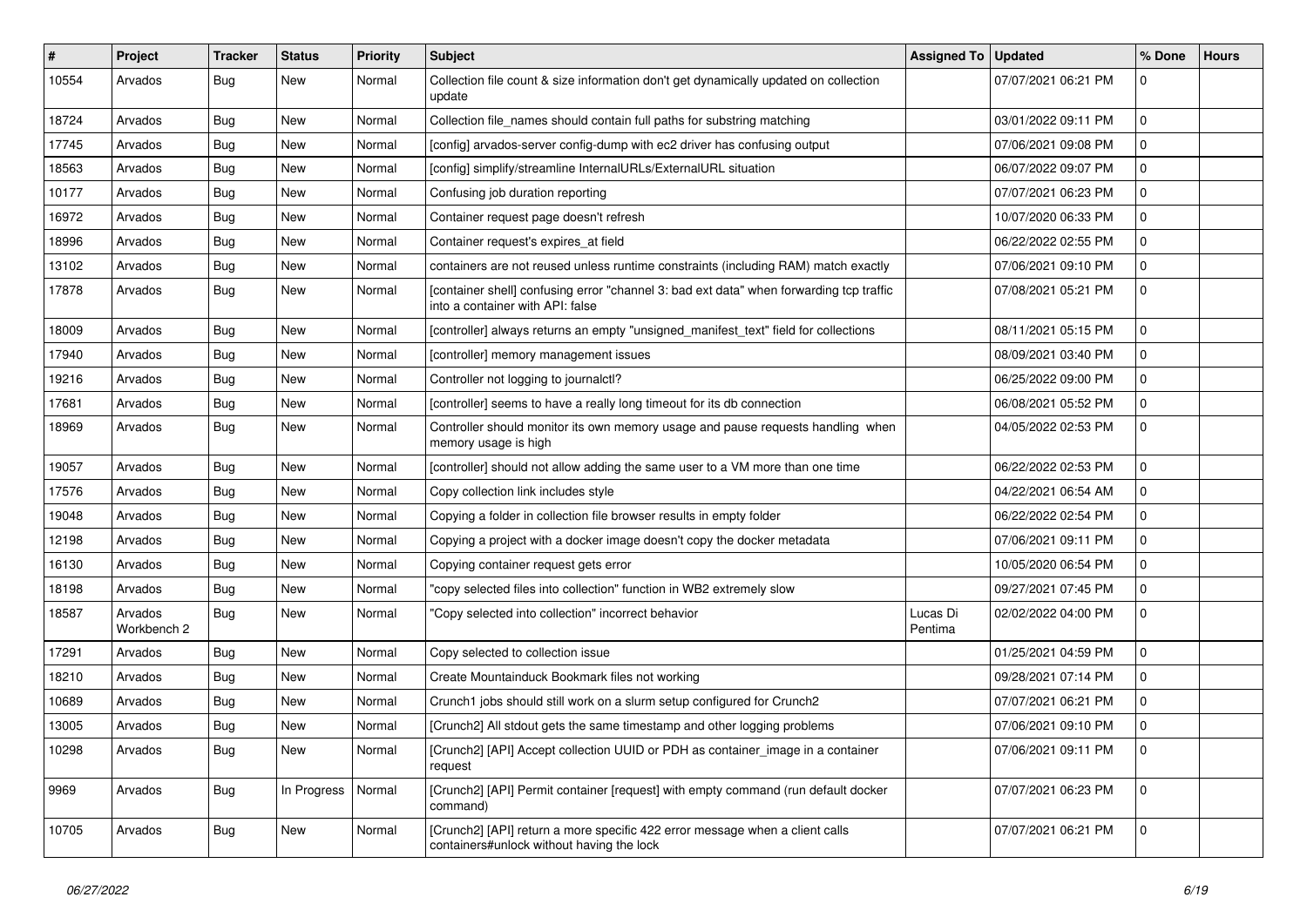| # | Project | Tracker | Status | Priority | Subject | Assigned To | Updated | % Done | Hours |
|---|---|---|---|---|---|---|---|---|---|
| 10554 | Arvados | Bug | New | Normal | Collection file count & size information don't get dynamically updated on collection update | | 07/07/2021 06:21 PM | 0 | |
| 18724 | Arvados | Bug | New | Normal | Collection file_names should contain full paths for substring matching | | 03/01/2022 09:11 PM | 0 | |
| 17745 | Arvados | Bug | New | Normal | [config] arvados-server config-dump with ec2 driver has confusing output | | 07/06/2021 09:08 PM | 0 | |
| 18563 | Arvados | Bug | New | Normal | [config] simplify/streamline InternalURLs/ExternalURL situation | | 06/07/2022 09:07 PM | 0 | |
| 10177 | Arvados | Bug | New | Normal | Confusing job duration reporting | | 07/07/2021 06:23 PM | 0 | |
| 16972 | Arvados | Bug | New | Normal | Container request page doesn't refresh | | 10/07/2020 06:33 PM | 0 | |
| 18996 | Arvados | Bug | New | Normal | Container request's expires_at field | | 06/22/2022 02:55 PM | 0 | |
| 13102 | Arvados | Bug | New | Normal | containers are not reused unless runtime constraints (including RAM) match exactly | | 07/06/2021 09:10 PM | 0 | |
| 17878 | Arvados | Bug | New | Normal | [container shell] confusing error "channel 3: bad ext data" when forwarding tcp traffic into a container with API: false | | 07/08/2021 05:21 PM | 0 | |
| 18009 | Arvados | Bug | New | Normal | [controller] always returns an empty "unsigned_manifest_text" field for collections | | 08/11/2021 05:15 PM | 0 | |
| 17940 | Arvados | Bug | New | Normal | [controller] memory management issues | | 08/09/2021 03:40 PM | 0 | |
| 19216 | Arvados | Bug | New | Normal | Controller not logging to journalctl? | | 06/25/2022 09:00 PM | 0 | |
| 17681 | Arvados | Bug | New | Normal | [controller] seems to have a really long timeout for its db connection | | 06/08/2021 05:52 PM | 0 | |
| 18969 | Arvados | Bug | New | Normal | Controller should monitor its own memory usage and pause requests handling when memory usage is high | | 04/05/2022 02:53 PM | 0 | |
| 19057 | Arvados | Bug | New | Normal | [controller] should not allow adding the same user to a VM more than one time | | 06/22/2022 02:53 PM | 0 | |
| 17576 | Arvados | Bug | New | Normal | Copy collection link includes style | | 04/22/2021 06:54 AM | 0 | |
| 19048 | Arvados | Bug | New | Normal | Copying a folder in collection file browser results in empty folder | | 06/22/2022 02:54 PM | 0 | |
| 12198 | Arvados | Bug | New | Normal | Copying a project with a docker image doesn't copy the docker metadata | | 07/06/2021 09:11 PM | 0 | |
| 16130 | Arvados | Bug | New | Normal | Copying container request gets error | | 10/05/2020 06:54 PM | 0 | |
| 18198 | Arvados | Bug | New | Normal | "copy selected files into collection" function in WB2 extremely slow | | 09/27/2021 07:45 PM | 0 | |
| 18587 | Arvados Workbench 2 | Bug | New | Normal | "Copy selected into collection" incorrect behavior | Lucas Di Pentima | 02/02/2022 04:00 PM | 0 | |
| 17291 | Arvados | Bug | New | Normal | Copy selected to collection issue | | 01/25/2021 04:59 PM | 0 | |
| 18210 | Arvados | Bug | New | Normal | Create Mountainduck Bookmark files not working | | 09/28/2021 07:14 PM | 0 | |
| 10689 | Arvados | Bug | New | Normal | Crunch1 jobs should still work on a slurm setup configured for Crunch2 | | 07/07/2021 06:21 PM | 0 | |
| 13005 | Arvados | Bug | New | Normal | [Crunch2] All stdout gets the same timestamp and other logging problems | | 07/06/2021 09:10 PM | 0 | |
| 10298 | Arvados | Bug | New | Normal | [Crunch2] [API] Accept collection UUID or PDH as container_image in a container request | | 07/06/2021 09:11 PM | 0 | |
| 9969 | Arvados | Bug | In Progress | Normal | [Crunch2] [API] Permit container [request] with empty command (run default docker command) | | 07/07/2021 06:23 PM | 0 | |
| 10705 | Arvados | Bug | New | Normal | [Crunch2] [API] return a more specific 422 error message when a client calls containers#unlock without having the lock | | 07/07/2021 06:21 PM | 0 | |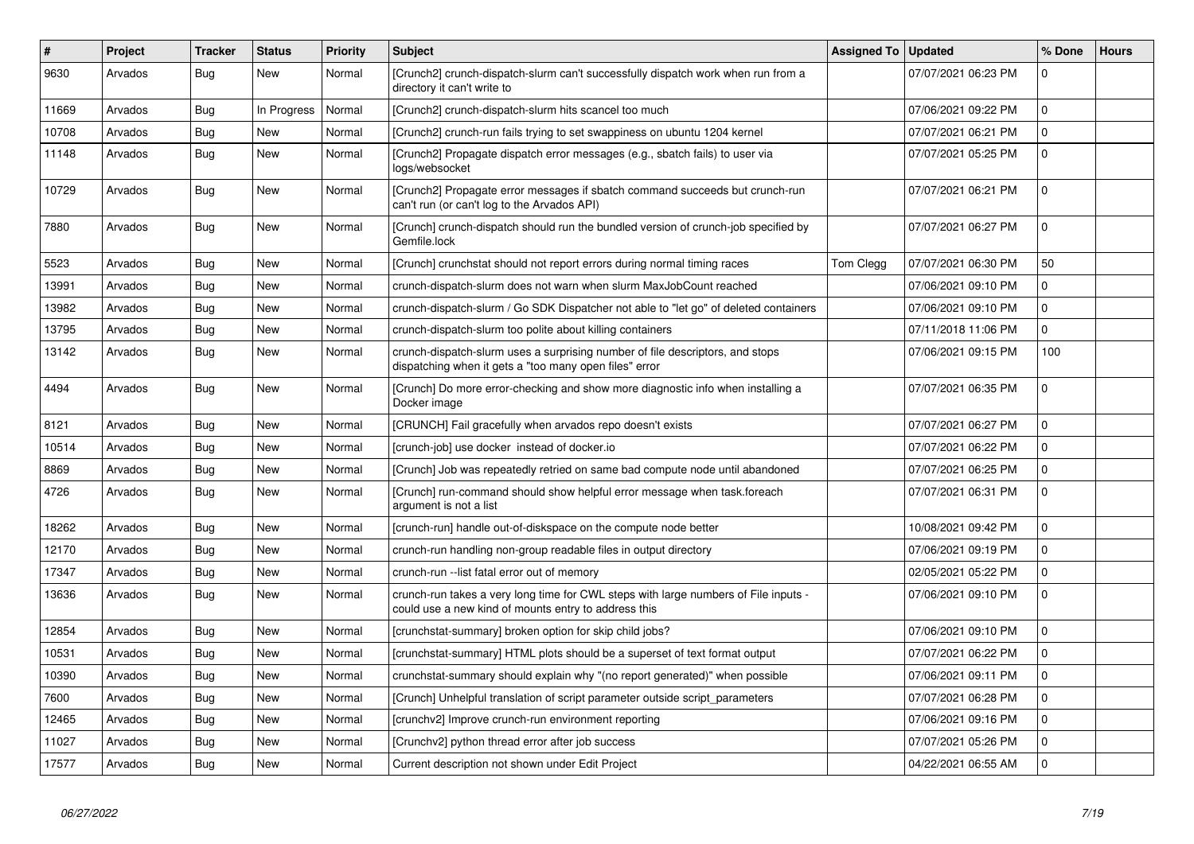| # | Project | Tracker | Status | Priority | Subject | Assigned To | Updated | % Done | Hours |
|---|---|---|---|---|---|---|---|---|---|
| 9630 | Arvados | Bug | New | Normal | [Crunch2] crunch-dispatch-slurm can't successfully dispatch work when run from a directory it can't write to | | 07/07/2021 06:23 PM | 0 | |
| 11669 | Arvados | Bug | In Progress | Normal | [Crunch2] crunch-dispatch-slurm hits scancel too much | | 07/06/2021 09:22 PM | 0 | |
| 10708 | Arvados | Bug | New | Normal | [Crunch2] crunch-run fails trying to set swappiness on ubuntu 1204 kernel | | 07/07/2021 06:21 PM | 0 | |
| 11148 | Arvados | Bug | New | Normal | [Crunch2] Propagate dispatch error messages (e.g., sbatch fails) to user via logs/websocket | | 07/07/2021 05:25 PM | 0 | |
| 10729 | Arvados | Bug | New | Normal | [Crunch2] Propagate error messages if sbatch command succeeds but crunch-run can't run (or can't log to the Arvados API) | | 07/07/2021 06:21 PM | 0 | |
| 7880 | Arvados | Bug | New | Normal | [Crunch] crunch-dispatch should run the bundled version of crunch-job specified by Gemfile.lock | | 07/07/2021 06:27 PM | 0 | |
| 5523 | Arvados | Bug | New | Normal | [Crunch] crunchstat should not report errors during normal timing races | Tom Clegg | 07/07/2021 06:30 PM | 50 | |
| 13991 | Arvados | Bug | New | Normal | crunch-dispatch-slurm does not warn when slurm MaxJobCount reached | | 07/06/2021 09:10 PM | 0 | |
| 13982 | Arvados | Bug | New | Normal | crunch-dispatch-slurm / Go SDK Dispatcher not able to "let go" of deleted containers | | 07/06/2021 09:10 PM | 0 | |
| 13795 | Arvados | Bug | New | Normal | crunch-dispatch-slurm too polite about killing containers | | 07/11/2018 11:06 PM | 0 | |
| 13142 | Arvados | Bug | New | Normal | crunch-dispatch-slurm uses a surprising number of file descriptors, and stops dispatching when it gets a "too many open files" error | | 07/06/2021 09:15 PM | 100 | |
| 4494 | Arvados | Bug | New | Normal | [Crunch] Do more error-checking and show more diagnostic info when installing a Docker image | | 07/07/2021 06:35 PM | 0 | |
| 8121 | Arvados | Bug | New | Normal | [CRUNCH] Fail gracefully when arvados repo doesn't exists | | 07/07/2021 06:27 PM | 0 | |
| 10514 | Arvados | Bug | New | Normal | [crunch-job] use docker instead of docker.io | | 07/07/2021 06:22 PM | 0 | |
| 8869 | Arvados | Bug | New | Normal | [Crunch] Job was repeatedly retried on same bad compute node until abandoned | | 07/07/2021 06:25 PM | 0 | |
| 4726 | Arvados | Bug | New | Normal | [Crunch] run-command should show helpful error message when task.foreach argument is not a list | | 07/07/2021 06:31 PM | 0 | |
| 18262 | Arvados | Bug | New | Normal | [crunch-run] handle out-of-diskspace on the compute node better | | 10/08/2021 09:42 PM | 0 | |
| 12170 | Arvados | Bug | New | Normal | crunch-run handling non-group readable files in output directory | | 07/06/2021 09:19 PM | 0 | |
| 17347 | Arvados | Bug | New | Normal | crunch-run --list fatal error out of memory | | 02/05/2021 05:22 PM | 0 | |
| 13636 | Arvados | Bug | New | Normal | crunch-run takes a very long time for CWL steps with large numbers of File inputs - could use a new kind of mounts entry to address this | | 07/06/2021 09:10 PM | 0 | |
| 12854 | Arvados | Bug | New | Normal | [crunchstat-summary] broken option for skip child jobs? | | 07/06/2021 09:10 PM | 0 | |
| 10531 | Arvados | Bug | New | Normal | [crunchstat-summary] HTML plots should be a superset of text format output | | 07/07/2021 06:22 PM | 0 | |
| 10390 | Arvados | Bug | New | Normal | crunchstat-summary should explain why "(no report generated)" when possible | | 07/06/2021 09:11 PM | 0 | |
| 7600 | Arvados | Bug | New | Normal | [Crunch] Unhelpful translation of script parameter outside script_parameters | | 07/07/2021 06:28 PM | 0 | |
| 12465 | Arvados | Bug | New | Normal | [crunchv2] Improve crunch-run environment reporting | | 07/06/2021 09:16 PM | 0 | |
| 11027 | Arvados | Bug | New | Normal | [Crunchv2] python thread error after job success | | 07/07/2021 05:26 PM | 0 | |
| 17577 | Arvados | Bug | New | Normal | Current description not shown under Edit Project | | 04/22/2021 06:55 AM | 0 | |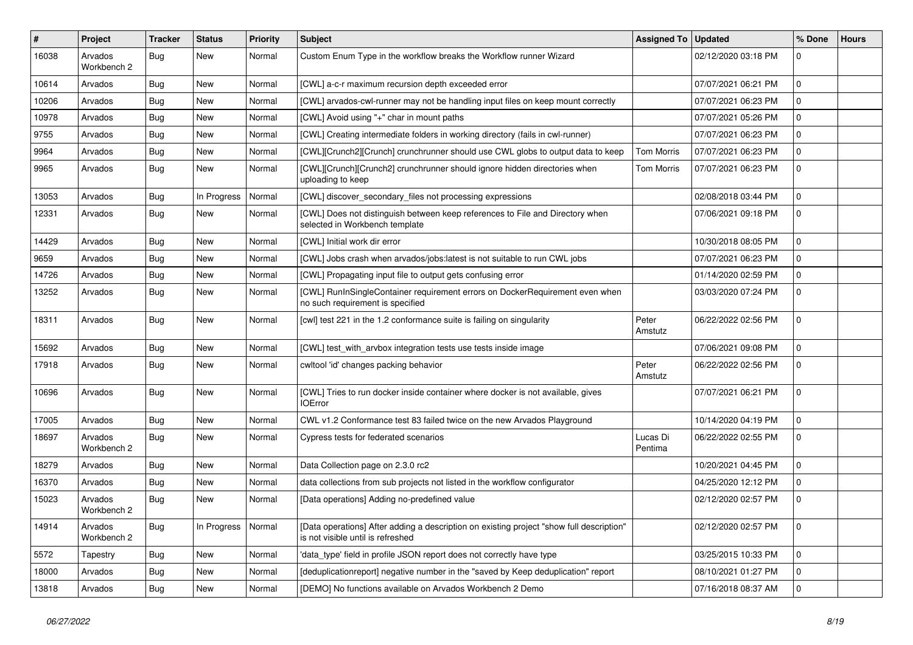| # | Project | Tracker | Status | Priority | Subject | Assigned To | Updated | % Done | Hours |
| --- | --- | --- | --- | --- | --- | --- | --- | --- | --- |
| 16038 | Arvados Workbench 2 | Bug | New | Normal | Custom Enum Type in the workflow breaks the Workflow runner Wizard | | 02/12/2020 03:18 PM | 0 | |
| 10614 | Arvados | Bug | New | Normal | [CWL] a-c-r maximum recursion depth exceeded error | | 07/07/2021 06:21 PM | 0 | |
| 10206 | Arvados | Bug | New | Normal | [CWL] arvados-cwl-runner may not be handling input files on keep mount correctly | | 07/07/2021 06:23 PM | 0 | |
| 10978 | Arvados | Bug | New | Normal | [CWL] Avoid using "+" char in mount paths | | 07/07/2021 05:26 PM | 0 | |
| 9755 | Arvados | Bug | New | Normal | [CWL] Creating intermediate folders in working directory (fails in cwl-runner) | | 07/07/2021 06:23 PM | 0 | |
| 9964 | Arvados | Bug | New | Normal | [CWL][Crunch2][Crunch] crunchrunner should use CWL globs to output data to keep | Tom Morris | 07/07/2021 06:23 PM | 0 | |
| 9965 | Arvados | Bug | New | Normal | [CWL][Crunch][Crunch2] crunchrunner should ignore hidden directories when uploading to keep | Tom Morris | 07/07/2021 06:23 PM | 0 | |
| 13053 | Arvados | Bug | In Progress | Normal | [CWL] discover_secondary_files not processing expressions | | 02/08/2018 03:44 PM | 0 | |
| 12331 | Arvados | Bug | New | Normal | [CWL] Does not distinguish between keep references to File and Directory when selected in Workbench template | | 07/06/2021 09:18 PM | 0 | |
| 14429 | Arvados | Bug | New | Normal | [CWL] Initial work dir error | | 10/30/2018 08:05 PM | 0 | |
| 9659 | Arvados | Bug | New | Normal | [CWL] Jobs crash when arvados/jobs:latest is not suitable to run CWL jobs | | 07/07/2021 06:23 PM | 0 | |
| 14726 | Arvados | Bug | New | Normal | [CWL] Propagating input file to output gets confusing error | | 01/14/2020 02:59 PM | 0 | |
| 13252 | Arvados | Bug | New | Normal | [CWL] RunInSingleContainer requirement errors on DockerRequirement even when no such requirement is specified | | 03/03/2020 07:24 PM | 0 | |
| 18311 | Arvados | Bug | New | Normal | [cwl] test 221 in the 1.2 conformance suite is failing on singularity | Peter Amstutz | 06/22/2022 02:56 PM | 0 | |
| 15692 | Arvados | Bug | New | Normal | [CWL] test_with_arvbox integration tests use tests inside image | | 07/06/2021 09:08 PM | 0 | |
| 17918 | Arvados | Bug | New | Normal | cwltool 'id' changes packing behavior | Peter Amstutz | 06/22/2022 02:56 PM | 0 | |
| 10696 | Arvados | Bug | New | Normal | [CWL] Tries to run docker inside container where docker is not available, gives IOError | | 07/07/2021 06:21 PM | 0 | |
| 17005 | Arvados | Bug | New | Normal | CWL v1.2 Conformance test 83 failed twice on the new Arvados Playground | | 10/14/2020 04:19 PM | 0 | |
| 18697 | Arvados Workbench 2 | Bug | New | Normal | Cypress tests for federated scenarios | Lucas Di Pentima | 06/22/2022 02:55 PM | 0 | |
| 18279 | Arvados | Bug | New | Normal | Data Collection page on 2.3.0 rc2 | | 10/20/2021 04:45 PM | 0 | |
| 16370 | Arvados | Bug | New | Normal | data collections from sub projects not listed in the workflow configurator | | 04/25/2020 12:12 PM | 0 | |
| 15023 | Arvados Workbench 2 | Bug | New | Normal | [Data operations] Adding no-predefined value | | 02/12/2020 02:57 PM | 0 | |
| 14914 | Arvados Workbench 2 | Bug | In Progress | Normal | [Data operations] After adding a description on existing project "show full description" is not visible until is refreshed | | 02/12/2020 02:57 PM | 0 | |
| 5572 | Tapestry | Bug | New | Normal | 'data_type' field in profile JSON report does not correctly have type | | 03/25/2015 10:33 PM | 0 | |
| 18000 | Arvados | Bug | New | Normal | [deduplicationreport] negative number in the "saved by Keep deduplication" report | | 08/10/2021 01:27 PM | 0 | |
| 13818 | Arvados | Bug | New | Normal | [DEMO] No functions available on Arvados Workbench 2 Demo | | 07/16/2018 08:37 AM | 0 | |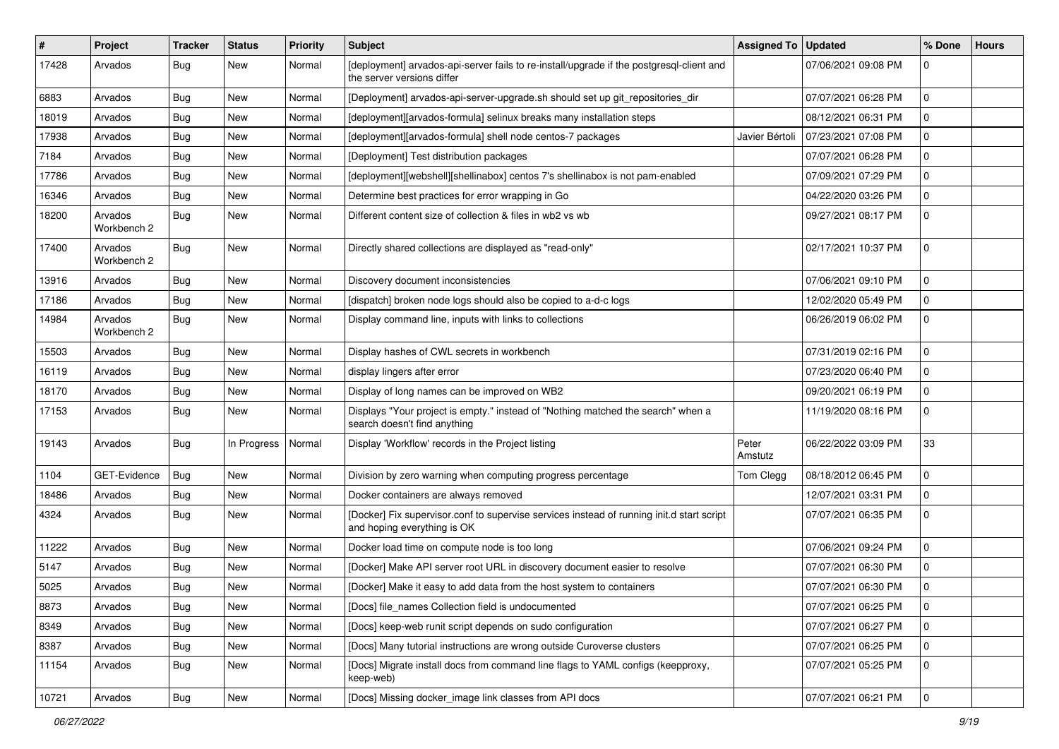| # | Project | Tracker | Status | Priority | Subject | Assigned To | Updated | % Done | Hours |
|---|---|---|---|---|---|---|---|---|---|
| 17428 | Arvados | Bug | New | Normal | [deployment] arvados-api-server fails to re-install/upgrade if the postgresql-client and the server versions differ | | 07/06/2021 09:08 PM | 0 | |
| 6883 | Arvados | Bug | New | Normal | [Deployment] arvados-api-server-upgrade.sh should set up git_repositories_dir | | 07/07/2021 06:28 PM | 0 | |
| 18019 | Arvados | Bug | New | Normal | [deployment][arvados-formula] selinux breaks many installation steps | | 08/12/2021 06:31 PM | 0 | |
| 17938 | Arvados | Bug | New | Normal | [deployment][arvados-formula] shell node centos-7 packages | Javier Bértoli | 07/23/2021 07:08 PM | 0 | |
| 7184 | Arvados | Bug | New | Normal | [Deployment] Test distribution packages | | 07/07/2021 06:28 PM | 0 | |
| 17786 | Arvados | Bug | New | Normal | [deployment][webshell][shellinabox] centos 7's shellinabox is not pam-enabled | | 07/09/2021 07:29 PM | 0 | |
| 16346 | Arvados | Bug | New | Normal | Determine best practices for error wrapping in Go | | 04/22/2020 03:26 PM | 0 | |
| 18200 | Arvados Workbench 2 | Bug | New | Normal | Different content size of collection & files in wb2 vs wb | | 09/27/2021 08:17 PM | 0 | |
| 17400 | Arvados Workbench 2 | Bug | New | Normal | Directly shared collections are displayed as "read-only" | | 02/17/2021 10:37 PM | 0 | |
| 13916 | Arvados | Bug | New | Normal | Discovery document inconsistencies | | 07/06/2021 09:10 PM | 0 | |
| 17186 | Arvados | Bug | New | Normal | [dispatch] broken node logs should also be copied to a-d-c logs | | 12/02/2020 05:49 PM | 0 | |
| 14984 | Arvados Workbench 2 | Bug | New | Normal | Display command line, inputs with links to collections | | 06/26/2019 06:02 PM | 0 | |
| 15503 | Arvados | Bug | New | Normal | Display hashes of CWL secrets in workbench | | 07/31/2019 02:16 PM | 0 | |
| 16119 | Arvados | Bug | New | Normal | display lingers after error | | 07/23/2020 06:40 PM | 0 | |
| 18170 | Arvados | Bug | New | Normal | Display of long names can be improved on WB2 | | 09/20/2021 06:19 PM | 0 | |
| 17153 | Arvados | Bug | New | Normal | Displays "Your project is empty." instead of "Nothing matched the search" when a search doesn't find anything | | 11/19/2020 08:16 PM | 0 | |
| 19143 | Arvados | Bug | In Progress | Normal | Display 'Workflow' records in the Project listing | Peter Amstutz | 06/22/2022 03:09 PM | 33 | |
| 1104 | GET-Evidence | Bug | New | Normal | Division by zero warning when computing progress percentage | Tom Clegg | 08/18/2012 06:45 PM | 0 | |
| 18486 | Arvados | Bug | New | Normal | Docker containers are always removed | | 12/07/2021 03:31 PM | 0 | |
| 4324 | Arvados | Bug | New | Normal | [Docker] Fix supervisor.conf to supervise services instead of running init.d start script and hoping everything is OK | | 07/07/2021 06:35 PM | 0 | |
| 11222 | Arvados | Bug | New | Normal | Docker load time on compute node is too long | | 07/06/2021 09:24 PM | 0 | |
| 5147 | Arvados | Bug | New | Normal | [Docker] Make API server root URL in discovery document easier to resolve | | 07/07/2021 06:30 PM | 0 | |
| 5025 | Arvados | Bug | New | Normal | [Docker] Make it easy to add data from the host system to containers | | 07/07/2021 06:30 PM | 0 | |
| 8873 | Arvados | Bug | New | Normal | [Docs] file_names Collection field is undocumented | | 07/07/2021 06:25 PM | 0 | |
| 8349 | Arvados | Bug | New | Normal | [Docs] keep-web runit script depends on sudo configuration | | 07/07/2021 06:27 PM | 0 | |
| 8387 | Arvados | Bug | New | Normal | [Docs] Many tutorial instructions are wrong outside Curoverse clusters | | 07/07/2021 06:25 PM | 0 | |
| 11154 | Arvados | Bug | New | Normal | [Docs] Migrate install docs from command line flags to YAML configs (keepproxy, keep-web) | | 07/07/2021 05:25 PM | 0 | |
| 10721 | Arvados | Bug | New | Normal | [Docs] Missing docker_image link classes from API docs | | 07/07/2021 06:21 PM | 0 | |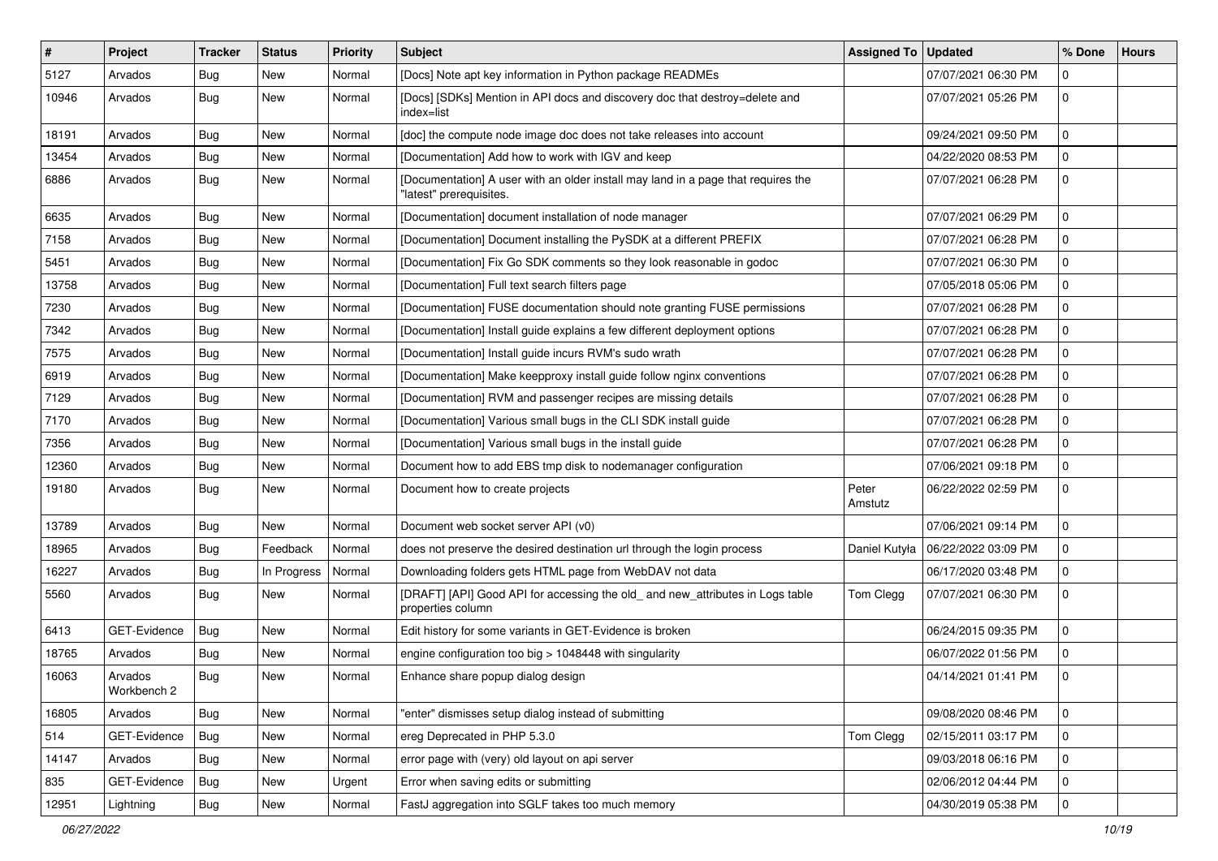| # | Project | Tracker | Status | Priority | Subject | Assigned To | Updated | % Done | Hours |
|---|---|---|---|---|---|---|---|---|---|
| 5127 | Arvados | Bug | New | Normal | [Docs] Note apt key information in Python package READMEs | | 07/07/2021 06:30 PM | 0 | |
| 10946 | Arvados | Bug | New | Normal | [Docs] [SDKs] Mention in API docs and discovery doc that destroy=delete and index=list | | 07/07/2021 05:26 PM | 0 | |
| 18191 | Arvados | Bug | New | Normal | [doc] the compute node image doc does not take releases into account | | 09/24/2021 09:50 PM | 0 | |
| 13454 | Arvados | Bug | New | Normal | [Documentation] Add how to work with IGV and keep | | 04/22/2020 08:53 PM | 0 | |
| 6886 | Arvados | Bug | New | Normal | [Documentation] A user with an older install may land in a page that requires the "latest" prerequisites. | | 07/07/2021 06:28 PM | 0 | |
| 6635 | Arvados | Bug | New | Normal | [Documentation] document installation of node manager | | 07/07/2021 06:29 PM | 0 | |
| 7158 | Arvados | Bug | New | Normal | [Documentation] Document installing the PySDK at a different PREFIX | | 07/07/2021 06:28 PM | 0 | |
| 5451 | Arvados | Bug | New | Normal | [Documentation] Fix Go SDK comments so they look reasonable in godoc | | 07/07/2021 06:30 PM | 0 | |
| 13758 | Arvados | Bug | New | Normal | [Documentation] Full text search filters page | | 07/05/2018 05:06 PM | 0 | |
| 7230 | Arvados | Bug | New | Normal | [Documentation] FUSE documentation should note granting FUSE permissions | | 07/07/2021 06:28 PM | 0 | |
| 7342 | Arvados | Bug | New | Normal | [Documentation] Install guide explains a few different deployment options | | 07/07/2021 06:28 PM | 0 | |
| 7575 | Arvados | Bug | New | Normal | [Documentation] Install guide incurs RVM's sudo wrath | | 07/07/2021 06:28 PM | 0 | |
| 6919 | Arvados | Bug | New | Normal | [Documentation] Make keepproxy install guide follow nginx conventions | | 07/07/2021 06:28 PM | 0 | |
| 7129 | Arvados | Bug | New | Normal | [Documentation] RVM and passenger recipes are missing details | | 07/07/2021 06:28 PM | 0 | |
| 7170 | Arvados | Bug | New | Normal | [Documentation] Various small bugs in the CLI SDK install guide | | 07/07/2021 06:28 PM | 0 | |
| 7356 | Arvados | Bug | New | Normal | [Documentation] Various small bugs in the install guide | | 07/07/2021 06:28 PM | 0 | |
| 12360 | Arvados | Bug | New | Normal | Document how to add EBS tmp disk to nodemanager configuration | | 07/06/2021 09:18 PM | 0 | |
| 19180 | Arvados | Bug | New | Normal | Document how to create projects | Peter Amstutz | 06/22/2022 02:59 PM | 0 | |
| 13789 | Arvados | Bug | New | Normal | Document web socket server API (v0) | | 07/06/2021 09:14 PM | 0 | |
| 18965 | Arvados | Bug | Feedback | Normal | does not preserve the desired destination url through the login process | Daniel Kutyła | 06/22/2022 03:09 PM | 0 | |
| 16227 | Arvados | Bug | In Progress | Normal | Downloading folders gets HTML page from WebDAV not data | | 06/17/2020 03:48 PM | 0 | |
| 5560 | Arvados | Bug | New | Normal | [DRAFT] [API] Good API for accessing the old_ and new_attributes in Logs table properties column | Tom Clegg | 07/07/2021 06:30 PM | 0 | |
| 6413 | GET-Evidence | Bug | New | Normal | Edit history for some variants in GET-Evidence is broken | | 06/24/2015 09:35 PM | 0 | |
| 18765 | Arvados | Bug | New | Normal | engine configuration too big > 1048448 with singularity | | 06/07/2022 01:56 PM | 0 | |
| 16063 | Arvados Workbench 2 | Bug | New | Normal | Enhance share popup dialog design | | 04/14/2021 01:41 PM | 0 | |
| 16805 | Arvados | Bug | New | Normal | "enter" dismisses setup dialog instead of submitting | | 09/08/2020 08:46 PM | 0 | |
| 514 | GET-Evidence | Bug | New | Normal | ereg Deprecated in PHP 5.3.0 | Tom Clegg | 02/15/2011 03:17 PM | 0 | |
| 14147 | Arvados | Bug | New | Normal | error page with (very) old layout on api server | | 09/03/2018 06:16 PM | 0 | |
| 835 | GET-Evidence | Bug | New | Urgent | Error when saving edits or submitting | | 02/06/2012 04:44 PM | 0 | |
| 12951 | Lightning | Bug | New | Normal | FastJ aggregation into SGLF takes too much memory | | 04/30/2019 05:38 PM | 0 | |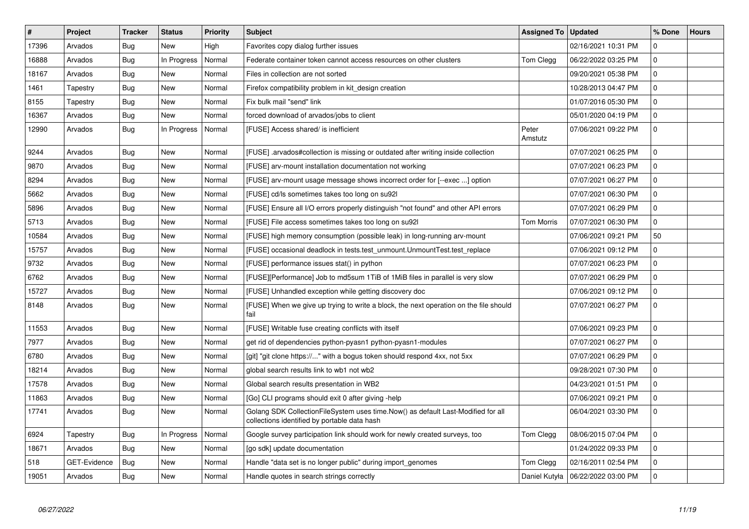| # | Project | Tracker | Status | Priority | Subject | Assigned To | Updated | % Done | Hours |
|---|---|---|---|---|---|---|---|---|---|
| 17396 | Arvados | Bug | New | High | Favorites copy dialog further issues | | 02/16/2021 10:31 PM | 0 | |
| 16888 | Arvados | Bug | In Progress | Normal | Federate container token cannot access resources on other clusters | Tom Clegg | 06/22/2022 03:25 PM | 0 | |
| 18167 | Arvados | Bug | New | Normal | Files in collection are not sorted | | 09/20/2021 05:38 PM | 0 | |
| 1461 | Tapestry | Bug | New | Normal | Firefox compatibility problem in kit_design creation | | 10/28/2013 04:47 PM | 0 | |
| 8155 | Tapestry | Bug | New | Normal | Fix bulk mail "send" link | | 01/07/2016 05:30 PM | 0 | |
| 16367 | Arvados | Bug | New | Normal | forced download of arvados/jobs to client | | 05/01/2020 04:19 PM | 0 | |
| 12990 | Arvados | Bug | In Progress | Normal | [FUSE] Access shared/ is inefficient | Peter Amstutz | 07/06/2021 09:22 PM | 0 | |
| 9244 | Arvados | Bug | New | Normal | [FUSE] .arvados#collection is missing or outdated after writing inside collection | | 07/07/2021 06:25 PM | 0 | |
| 9870 | Arvados | Bug | New | Normal | [FUSE] arv-mount installation documentation not working | | 07/07/2021 06:23 PM | 0 | |
| 8294 | Arvados | Bug | New | Normal | [FUSE] arv-mount usage message shows incorrect order for [--exec ...] option | | 07/07/2021 06:27 PM | 0 | |
| 5662 | Arvados | Bug | New | Normal | [FUSE] cd/ls sometimes takes too long on su92l | | 07/07/2021 06:30 PM | 0 | |
| 5896 | Arvados | Bug | New | Normal | [FUSE] Ensure all I/O errors properly distinguish "not found" and other API errors | | 07/07/2021 06:29 PM | 0 | |
| 5713 | Arvados | Bug | New | Normal | [FUSE] File access sometimes takes too long on su92l | Tom Morris | 07/07/2021 06:30 PM | 0 | |
| 10584 | Arvados | Bug | New | Normal | [FUSE] high memory consumption (possible leak) in long-running arv-mount | | 07/06/2021 09:21 PM | 50 | |
| 15757 | Arvados | Bug | New | Normal | [FUSE] occasional deadlock in tests.test_unmount.UnmountTest.test_replace | | 07/06/2021 09:12 PM | 0 | |
| 9732 | Arvados | Bug | New | Normal | [FUSE] performance issues stat() in python | | 07/07/2021 06:23 PM | 0 | |
| 6762 | Arvados | Bug | New | Normal | [FUSE][Performance] Job to md5sum 1TiB of 1MiB files in parallel is very slow | | 07/07/2021 06:29 PM | 0 | |
| 15727 | Arvados | Bug | New | Normal | [FUSE] Unhandled exception while getting discovery doc | | 07/06/2021 09:12 PM | 0 | |
| 8148 | Arvados | Bug | New | Normal | [FUSE] When we give up trying to write a block, the next operation on the file should fail | | 07/07/2021 06:27 PM | 0 | |
| 11553 | Arvados | Bug | New | Normal | [FUSE] Writable fuse creating conflicts with itself | | 07/06/2021 09:23 PM | 0 | |
| 7977 | Arvados | Bug | New | Normal | get rid of dependencies python-pyasn1 python-pyasn1-modules | | 07/07/2021 06:27 PM | 0 | |
| 6780 | Arvados | Bug | New | Normal | [git] "git clone https://..." with a bogus token should respond 4xx, not 5xx | | 07/07/2021 06:29 PM | 0 | |
| 18214 | Arvados | Bug | New | Normal | global search results link to wb1 not wb2 | | 09/28/2021 07:30 PM | 0 | |
| 17578 | Arvados | Bug | New | Normal | Global search results presentation in WB2 | | 04/23/2021 01:51 PM | 0 | |
| 11863 | Arvados | Bug | New | Normal | [Go] CLI programs should exit 0 after giving -help | | 07/06/2021 09:21 PM | 0 | |
| 17741 | Arvados | Bug | New | Normal | Golang SDK CollectionFileSystem uses time.Now() as default Last-Modified for all collections identified by portable data hash | | 06/04/2021 03:30 PM | 0 | |
| 6924 | Tapestry | Bug | In Progress | Normal | Google survey participation link should work for newly created surveys, too | Tom Clegg | 08/06/2015 07:04 PM | 0 | |
| 18671 | Arvados | Bug | New | Normal | [go sdk] update documentation | | 01/24/2022 09:33 PM | 0 | |
| 518 | GET-Evidence | Bug | New | Normal | Handle "data set is no longer public" during import_genomes | Tom Clegg | 02/16/2011 02:54 PM | 0 | |
| 19051 | Arvados | Bug | New | Normal | Handle quotes in search strings correctly | Daniel Kutyła | 06/22/2022 03:00 PM | 0 | |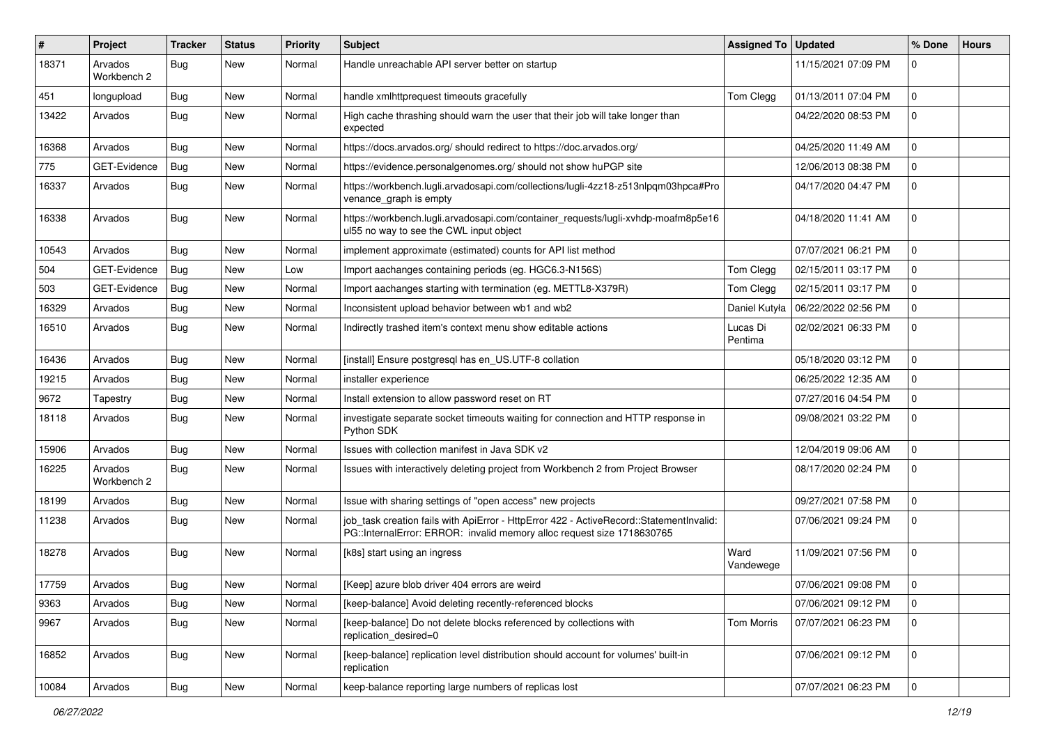| # | Project | Tracker | Status | Priority | Subject | Assigned To | Updated | % Done | Hours |
|---|---|---|---|---|---|---|---|---|---|
| 18371 | Arvados Workbench 2 | Bug | New | Normal | Handle unreachable API server better on startup | | 11/15/2021 07:09 PM | 0 | |
| 451 | longupload | Bug | New | Normal | handle xmlhttprequest timeouts gracefully | Tom Clegg | 01/13/2011 07:04 PM | 0 | |
| 13422 | Arvados | Bug | New | Normal | High cache thrashing should warn the user that their job will take longer than expected | | 04/22/2020 08:53 PM | 0 | |
| 16368 | Arvados | Bug | New | Normal | https://docs.arvados.org/ should redirect to https://doc.arvados.org/ | | 04/25/2020 11:49 AM | 0 | |
| 775 | GET-Evidence | Bug | New | Normal | https://evidence.personalgenomes.org/ should not show huPGP site | | 12/06/2013 08:38 PM | 0 | |
| 16337 | Arvados | Bug | New | Normal | https://workbench.lugli.arvadosapi.com/collections/lugli-4zz18-z513nlpqm03hpca#Provenance_graph is empty | | 04/17/2020 04:47 PM | 0 | |
| 16338 | Arvados | Bug | New | Normal | https://workbench.lugli.arvadosapi.com/container_requests/lugli-xvhdp-moafm8p5e16ul55 no way to see the CWL input object | | 04/18/2020 11:41 AM | 0 | |
| 10543 | Arvados | Bug | New | Normal | implement approximate (estimated) counts for API list method | | 07/07/2021 06:21 PM | 0 | |
| 504 | GET-Evidence | Bug | New | Low | Import aachanges containing periods (eg. HGC6.3-N156S) | Tom Clegg | 02/15/2011 03:17 PM | 0 | |
| 503 | GET-Evidence | Bug | New | Normal | Import aachanges starting with termination (eg. METTL8-X379R) | Tom Clegg | 02/15/2011 03:17 PM | 0 | |
| 16329 | Arvados | Bug | New | Normal | Inconsistent upload behavior between wb1 and wb2 | Daniel Kutyła | 06/22/2022 02:56 PM | 0 | |
| 16510 | Arvados | Bug | New | Normal | Indirectly trashed item's context menu show editable actions | Lucas Di Pentima | 02/02/2021 06:33 PM | 0 | |
| 16436 | Arvados | Bug | New | Normal | [install] Ensure postgresql has en_US.UTF-8 collation | | 05/18/2020 03:12 PM | 0 | |
| 19215 | Arvados | Bug | New | Normal | installer experience | | 06/25/2022 12:35 AM | 0 | |
| 9672 | Tapestry | Bug | New | Normal | Install extension to allow password reset on RT | | 07/27/2016 04:54 PM | 0 | |
| 18118 | Arvados | Bug | New | Normal | investigate separate socket timeouts waiting for connection and HTTP response in Python SDK | | 09/08/2021 03:22 PM | 0 | |
| 15906 | Arvados | Bug | New | Normal | Issues with collection manifest in Java SDK v2 | | 12/04/2019 09:06 AM | 0 | |
| 16225 | Arvados Workbench 2 | Bug | New | Normal | Issues with interactively deleting project from Workbench 2 from Project Browser | | 08/17/2020 02:24 PM | 0 | |
| 18199 | Arvados | Bug | New | Normal | Issue with sharing settings of "open access" new projects | | 09/27/2021 07:58 PM | 0 | |
| 11238 | Arvados | Bug | New | Normal | job_task creation fails with ApiError - HttpError 422 - ActiveRecord::StatementInvalid: PG::InternalError: ERROR: invalid memory alloc request size 1718630765 | | 07/06/2021 09:24 PM | 0 | |
| 18278 | Arvados | Bug | New | Normal | [k8s] start using an ingress | Ward Vandewege | 11/09/2021 07:56 PM | 0 | |
| 17759 | Arvados | Bug | New | Normal | [Keep] azure blob driver 404 errors are weird | | 07/06/2021 09:08 PM | 0 | |
| 9363 | Arvados | Bug | New | Normal | [keep-balance] Avoid deleting recently-referenced blocks | | 07/06/2021 09:12 PM | 0 | |
| 9967 | Arvados | Bug | New | Normal | [keep-balance] Do not delete blocks referenced by collections with replication_desired=0 | Tom Morris | 07/07/2021 06:23 PM | 0 | |
| 16852 | Arvados | Bug | New | Normal | [keep-balance] replication level distribution should account for volumes' built-in replication | | 07/06/2021 09:12 PM | 0 | |
| 10084 | Arvados | Bug | New | Normal | keep-balance reporting large numbers of replicas lost | | 07/07/2021 06:23 PM | 0 | |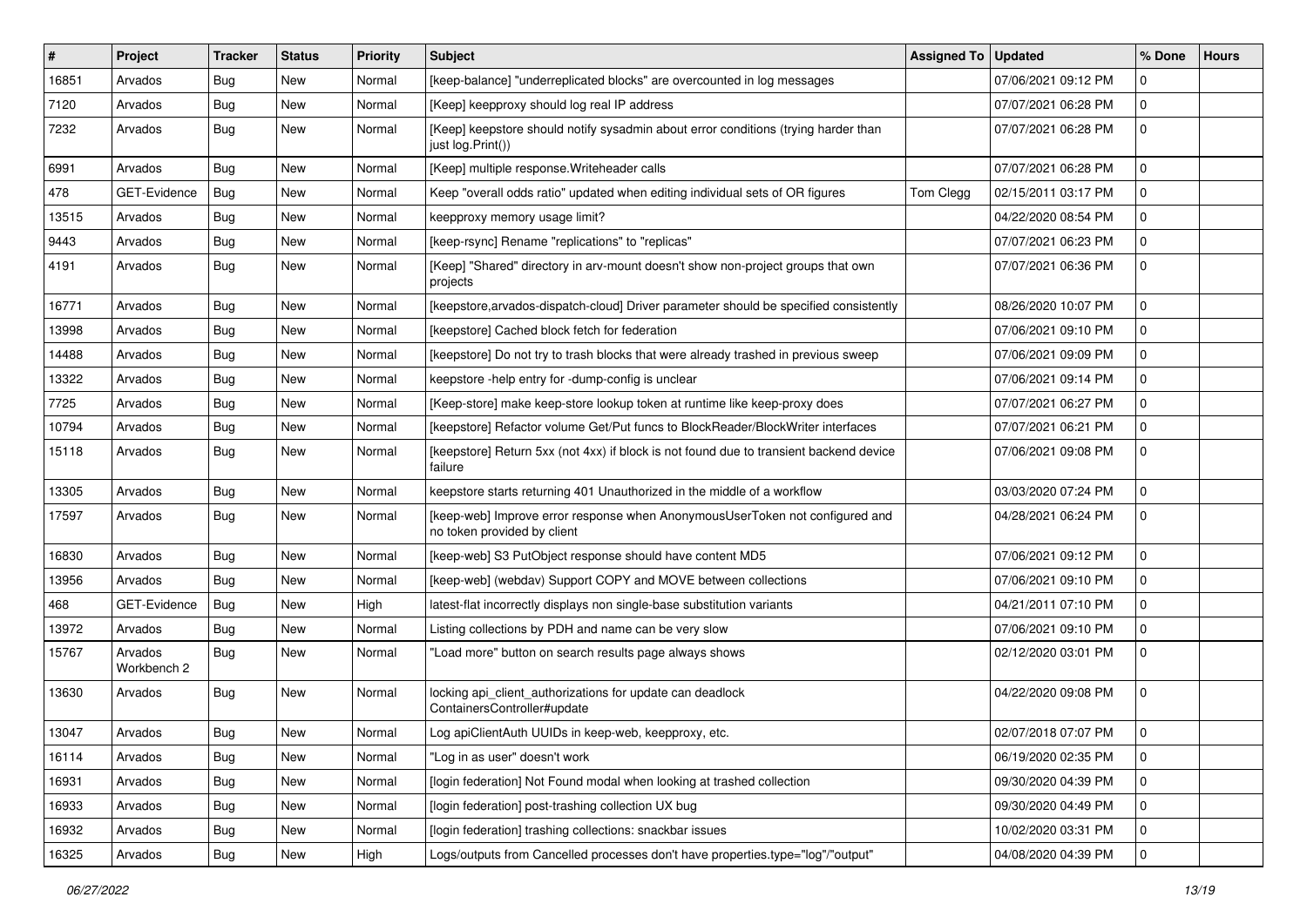| # | Project | Tracker | Status | Priority | Subject | Assigned To | Updated | % Done | Hours |
|---|---|---|---|---|---|---|---|---|---|
| 16851 | Arvados | Bug | New | Normal | [keep-balance] "underreplicated blocks" are overcounted in log messages | | 07/06/2021 09:12 PM | 0 | |
| 7120 | Arvados | Bug | New | Normal | [Keep] keepproxy should log real IP address | | 07/07/2021 06:28 PM | 0 | |
| 7232 | Arvados | Bug | New | Normal | [Keep] keepstore should notify sysadmin about error conditions (trying harder than just log.Print()) | | 07/07/2021 06:28 PM | 0 | |
| 6991 | Arvados | Bug | New | Normal | [Keep] multiple response.Writeheader calls | | 07/07/2021 06:28 PM | 0 | |
| 478 | GET-Evidence | Bug | New | Normal | Keep "overall odds ratio" updated when editing individual sets of OR figures | Tom Clegg | 02/15/2011 03:17 PM | 0 | |
| 13515 | Arvados | Bug | New | Normal | keepproxy memory usage limit? | | 04/22/2020 08:54 PM | 0 | |
| 9443 | Arvados | Bug | New | Normal | [keep-rsync] Rename "replications" to "replicas" | | 07/07/2021 06:23 PM | 0 | |
| 4191 | Arvados | Bug | New | Normal | [Keep] "Shared" directory in arv-mount doesn't show non-project groups that own projects | | 07/07/2021 06:36 PM | 0 | |
| 16771 | Arvados | Bug | New | Normal | [keepstore,arvados-dispatch-cloud] Driver parameter should be specified consistently | | 08/26/2020 10:07 PM | 0 | |
| 13998 | Arvados | Bug | New | Normal | [keepstore] Cached block fetch for federation | | 07/06/2021 09:10 PM | 0 | |
| 14488 | Arvados | Bug | New | Normal | [keepstore] Do not try to trash blocks that were already trashed in previous sweep | | 07/06/2021 09:09 PM | 0 | |
| 13322 | Arvados | Bug | New | Normal | keepstore -help entry for -dump-config is unclear | | 07/06/2021 09:14 PM | 0 | |
| 7725 | Arvados | Bug | New | Normal | [Keep-store] make keep-store lookup token at runtime like keep-proxy does | | 07/07/2021 06:27 PM | 0 | |
| 10794 | Arvados | Bug | New | Normal | [keepstore] Refactor volume Get/Put funcs to BlockReader/BlockWriter interfaces | | 07/07/2021 06:21 PM | 0 | |
| 15118 | Arvados | Bug | New | Normal | [keepstore] Return 5xx (not 4xx) if block is not found due to transient backend device failure | | 07/06/2021 09:08 PM | 0 | |
| 13305 | Arvados | Bug | New | Normal | keepstore starts returning 401 Unauthorized in the middle of a workflow | | 03/03/2020 07:24 PM | 0 | |
| 17597 | Arvados | Bug | New | Normal | [keep-web] Improve error response when AnonymousUserToken not configured and no token provided by client | | 04/28/2021 06:24 PM | 0 | |
| 16830 | Arvados | Bug | New | Normal | [keep-web] S3 PutObject response should have content MD5 | | 07/06/2021 09:12 PM | 0 | |
| 13956 | Arvados | Bug | New | Normal | [keep-web] (webdav) Support COPY and MOVE between collections | | 07/06/2021 09:10 PM | 0 | |
| 468 | GET-Evidence | Bug | New | High | latest-flat incorrectly displays non single-base substitution variants | | 04/21/2011 07:10 PM | 0 | |
| 13972 | Arvados | Bug | New | Normal | Listing collections by PDH and name can be very slow | | 07/06/2021 09:10 PM | 0 | |
| 15767 | Arvados Workbench 2 | Bug | New | Normal | "Load more" button on search results page always shows | | 02/12/2020 03:01 PM | 0 | |
| 13630 | Arvados | Bug | New | Normal | locking api_client_authorizations for update can deadlock ContainersController#update | | 04/22/2020 09:08 PM | 0 | |
| 13047 | Arvados | Bug | New | Normal | Log apiClientAuth UUIDs in keep-web, keepproxy, etc. | | 02/07/2018 07:07 PM | 0 | |
| 16114 | Arvados | Bug | New | Normal | "Log in as user" doesn't work | | 06/19/2020 02:35 PM | 0 | |
| 16931 | Arvados | Bug | New | Normal | [login federation] Not Found modal when looking at trashed collection | | 09/30/2020 04:39 PM | 0 | |
| 16933 | Arvados | Bug | New | Normal | [login federation] post-trashing collection UX bug | | 09/30/2020 04:49 PM | 0 | |
| 16932 | Arvados | Bug | New | Normal | [login federation] trashing collections: snackbar issues | | 10/02/2020 03:31 PM | 0 | |
| 16325 | Arvados | Bug | New | High | Logs/outputs from Cancelled processes don't have properties.type="log"/"output" | | 04/08/2020 04:39 PM | 0 | |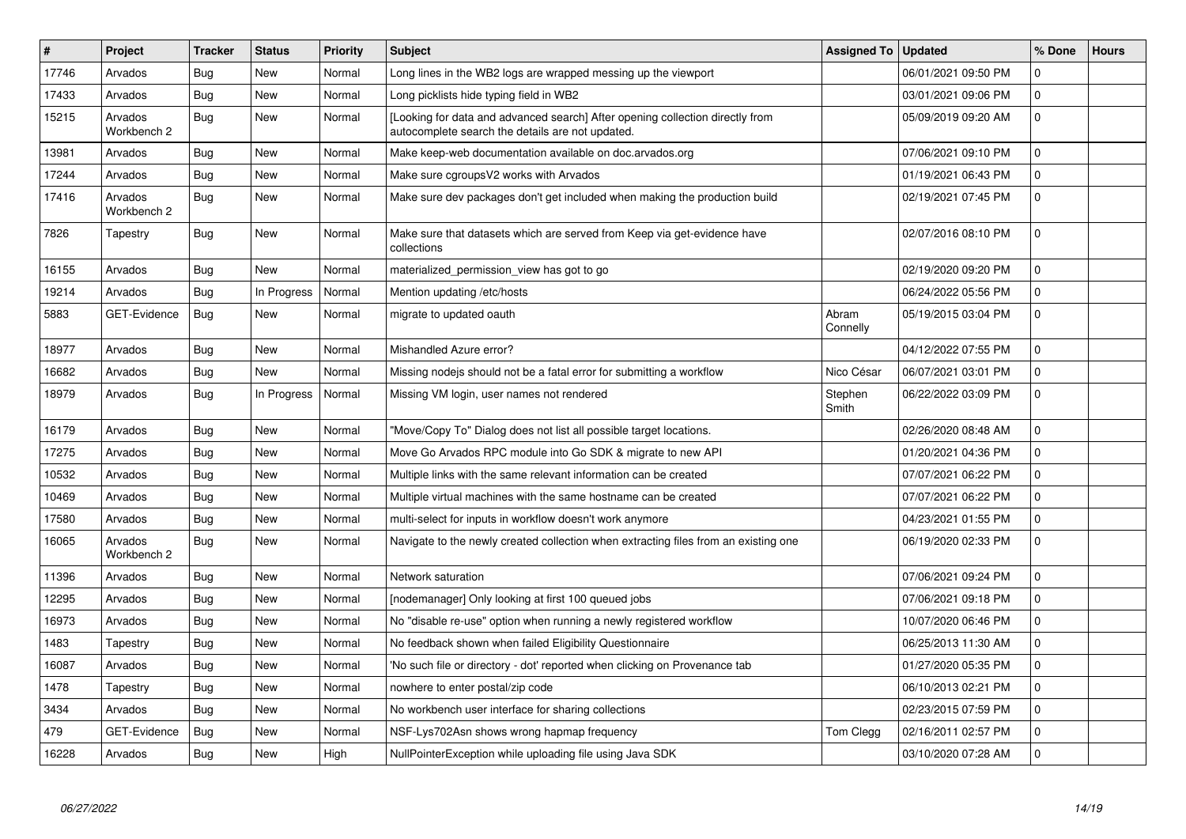| # | Project | Tracker | Status | Priority | Subject | Assigned To | Updated | % Done | Hours |
|---|---|---|---|---|---|---|---|---|---|
| 17746 | Arvados | Bug | New | Normal | Long lines in the WB2 logs are wrapped messing up the viewport | | 06/01/2021 09:50 PM | 0 | |
| 17433 | Arvados | Bug | New | Normal | Long picklists hide typing field in WB2 | | 03/01/2021 09:06 PM | 0 | |
| 15215 | Arvados Workbench 2 | Bug | New | Normal | [Looking for data and advanced search] After opening collection directly from autocomplete search the details are not updated. | | 05/09/2019 09:20 AM | 0 | |
| 13981 | Arvados | Bug | New | Normal | Make keep-web documentation available on doc.arvados.org | | 07/06/2021 09:10 PM | 0 | |
| 17244 | Arvados | Bug | New | Normal | Make sure cgroupsV2 works with Arvados | | 01/19/2021 06:43 PM | 0 | |
| 17416 | Arvados Workbench 2 | Bug | New | Normal | Make sure dev packages don't get included when making the production build | | 02/19/2021 07:45 PM | 0 | |
| 7826 | Tapestry | Bug | New | Normal | Make sure that datasets which are served from Keep via get-evidence have collections | | 02/07/2016 08:10 PM | 0 | |
| 16155 | Arvados | Bug | New | Normal | materialized_permission_view has got to go | | 02/19/2020 09:20 PM | 0 | |
| 19214 | Arvados | Bug | In Progress | Normal | Mention updating /etc/hosts | | 06/24/2022 05:56 PM | 0 | |
| 5883 | GET-Evidence | Bug | New | Normal | migrate to updated oauth | Abram Connelly | 05/19/2015 03:04 PM | 0 | |
| 18977 | Arvados | Bug | New | Normal | Mishandled Azure error? | | 04/12/2022 07:55 PM | 0 | |
| 16682 | Arvados | Bug | New | Normal | Missing nodejs should not be a fatal error for submitting a workflow | Nico César | 06/07/2021 03:01 PM | 0 | |
| 18979 | Arvados | Bug | In Progress | Normal | Missing VM login, user names not rendered | Stephen Smith | 06/22/2022 03:09 PM | 0 | |
| 16179 | Arvados | Bug | New | Normal | "Move/Copy To" Dialog does not list all possible target locations. | | 02/26/2020 08:48 AM | 0 | |
| 17275 | Arvados | Bug | New | Normal | Move Go Arvados RPC module into Go SDK & migrate to new API | | 01/20/2021 04:36 PM | 0 | |
| 10532 | Arvados | Bug | New | Normal | Multiple links with the same relevant information can be created | | 07/07/2021 06:22 PM | 0 | |
| 10469 | Arvados | Bug | New | Normal | Multiple virtual machines with the same hostname can be created | | 07/07/2021 06:22 PM | 0 | |
| 17580 | Arvados | Bug | New | Normal | multi-select for inputs in workflow doesn't work anymore | | 04/23/2021 01:55 PM | 0 | |
| 16065 | Arvados Workbench 2 | Bug | New | Normal | Navigate to the newly created collection when extracting files from an existing one | | 06/19/2020 02:33 PM | 0 | |
| 11396 | Arvados | Bug | New | Normal | Network saturation | | 07/06/2021 09:24 PM | 0 | |
| 12295 | Arvados | Bug | New | Normal | [nodemanager] Only looking at first 100 queued jobs | | 07/06/2021 09:18 PM | 0 | |
| 16973 | Arvados | Bug | New | Normal | No "disable re-use" option when running a newly registered workflow | | 10/07/2020 06:46 PM | 0 | |
| 1483 | Tapestry | Bug | New | Normal | No feedback shown when failed Eligibility Questionnaire | | 06/25/2013 11:30 AM | 0 | |
| 16087 | Arvados | Bug | New | Normal | 'No such file or directory - dot' reported when clicking on Provenance tab | | 01/27/2020 05:35 PM | 0 | |
| 1478 | Tapestry | Bug | New | Normal | nowhere to enter postal/zip code | | 06/10/2013 02:21 PM | 0 | |
| 3434 | Arvados | Bug | New | Normal | No workbench user interface for sharing collections | | 02/23/2015 07:59 PM | 0 | |
| 479 | GET-Evidence | Bug | New | Normal | NSF-Lys702Asn shows wrong hapmap frequency | Tom Clegg | 02/16/2011 02:57 PM | 0 | |
| 16228 | Arvados | Bug | New | High | NullPointerException while uploading file using Java SDK | | 03/10/2020 07:28 AM | 0 | |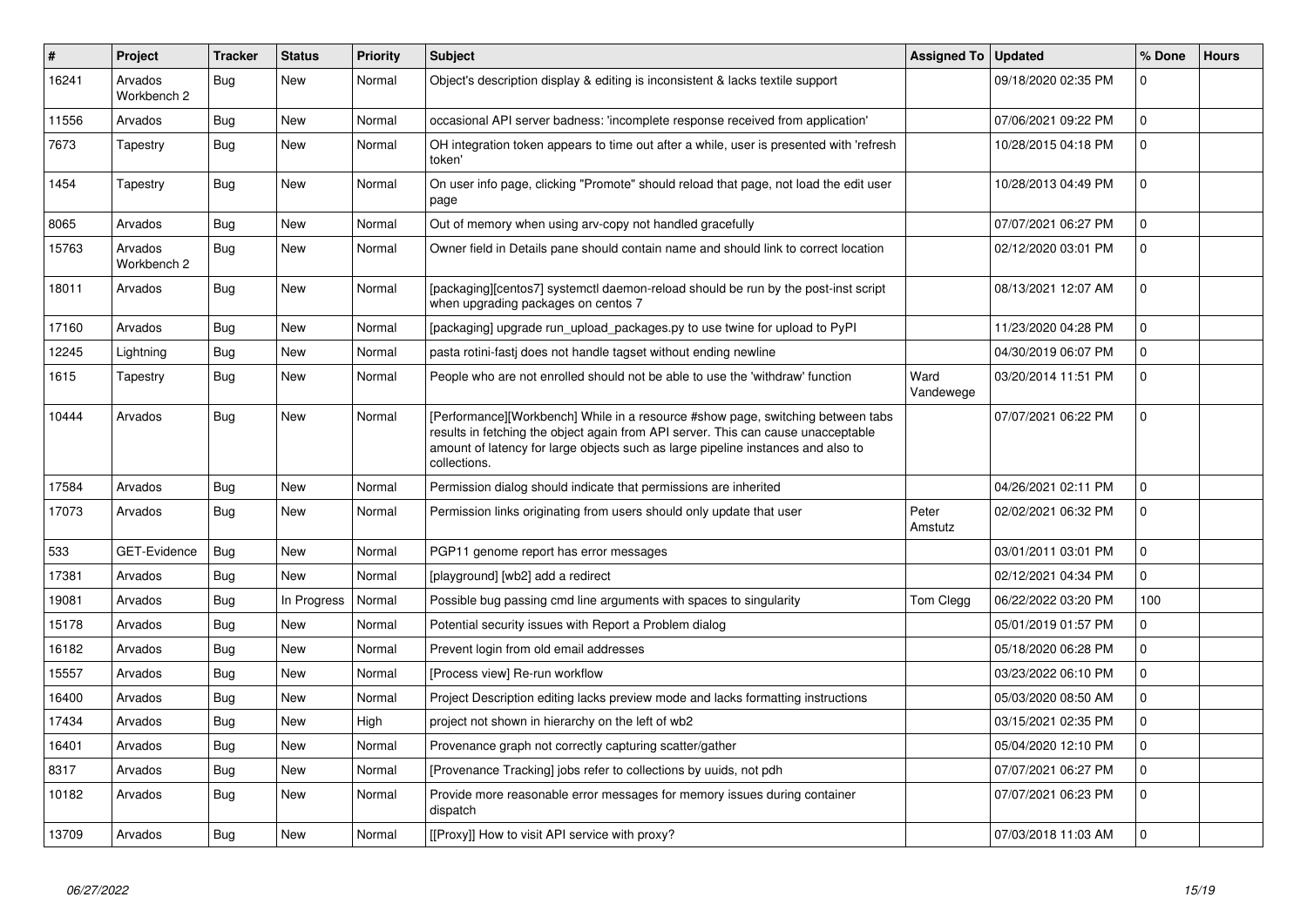| # | Project | Tracker | Status | Priority | Subject | Assigned To | Updated | % Done | Hours |
|---|---|---|---|---|---|---|---|---|---|
| 16241 | Arvados Workbench 2 | Bug | New | Normal | Object's description display & editing is inconsistent & lacks textile support | | 09/18/2020 02:35 PM | 0 | |
| 11556 | Arvados | Bug | New | Normal | occasional API server badness: 'incomplete response received from application' | | 07/06/2021 09:22 PM | 0 | |
| 7673 | Tapestry | Bug | New | Normal | OH integration token appears to time out after a while, user is presented with 'refresh token' | | 10/28/2015 04:18 PM | 0 | |
| 1454 | Tapestry | Bug | New | Normal | On user info page, clicking "Promote" should reload that page, not load the edit user page | | 10/28/2013 04:49 PM | 0 | |
| 8065 | Arvados | Bug | New | Normal | Out of memory when using arv-copy not handled gracefully | | 07/07/2021 06:27 PM | 0 | |
| 15763 | Arvados Workbench 2 | Bug | New | Normal | Owner field in Details pane should contain name and should link to correct location | | 02/12/2020 03:01 PM | 0 | |
| 18011 | Arvados | Bug | New | Normal | [packaging][centos7] systemctl daemon-reload should be run by the post-inst script when upgrading packages on centos 7 | | 08/13/2021 12:07 AM | 0 | |
| 17160 | Arvados | Bug | New | Normal | [packaging] upgrade run_upload_packages.py to use twine for upload to PyPI | | 11/23/2020 04:28 PM | 0 | |
| 12245 | Lightning | Bug | New | Normal | pasta rotini-fastj does not handle tagset without ending newline | | 04/30/2019 06:07 PM | 0 | |
| 1615 | Tapestry | Bug | New | Normal | People who are not enrolled should not be able to use the 'withdraw' function | Ward Vandewege | 03/20/2014 11:51 PM | 0 | |
| 10444 | Arvados | Bug | New | Normal | [Performance][Workbench] While in a resource #show page, switching between tabs results in fetching the object again from API server. This can cause unacceptable amount of latency for large objects such as large pipeline instances and also to collections. | | 07/07/2021 06:22 PM | 0 | |
| 17584 | Arvados | Bug | New | Normal | Permission dialog should indicate that permissions are inherited | | 04/26/2021 02:11 PM | 0 | |
| 17073 | Arvados | Bug | New | Normal | Permission links originating from users should only update that user | Peter Amstutz | 02/02/2021 06:32 PM | 0 | |
| 533 | GET-Evidence | Bug | New | Normal | PGP11 genome report has error messages | | 03/01/2011 03:01 PM | 0 | |
| 17381 | Arvados | Bug | New | Normal | [playground] [wb2] add a redirect | | 02/12/2021 04:34 PM | 0 | |
| 19081 | Arvados | Bug | In Progress | Normal | Possible bug passing cmd line arguments with spaces to singularity | Tom Clegg | 06/22/2022 03:20 PM | 100 | |
| 15178 | Arvados | Bug | New | Normal | Potential security issues with Report a Problem dialog | | 05/01/2019 01:57 PM | 0 | |
| 16182 | Arvados | Bug | New | Normal | Prevent login from old email addresses | | 05/18/2020 06:28 PM | 0 | |
| 15557 | Arvados | Bug | New | Normal | [Process view] Re-run workflow | | 03/23/2022 06:10 PM | 0 | |
| 16400 | Arvados | Bug | New | Normal | Project Description editing lacks preview mode and lacks formatting instructions | | 05/03/2020 08:50 AM | 0 | |
| 17434 | Arvados | Bug | New | High | project not shown in hierarchy on the left of wb2 | | 03/15/2021 02:35 PM | 0 | |
| 16401 | Arvados | Bug | New | Normal | Provenance graph not correctly capturing scatter/gather | | 05/04/2020 12:10 PM | 0 | |
| 8317 | Arvados | Bug | New | Normal | [Provenance Tracking] jobs refer to collections by uuids, not pdh | | 07/07/2021 06:27 PM | 0 | |
| 10182 | Arvados | Bug | New | Normal | Provide more reasonable error messages for memory issues during container dispatch | | 07/07/2021 06:23 PM | 0 | |
| 13709 | Arvados | Bug | New | Normal | [[Proxy]] How to visit API service with proxy? | | 07/03/2018 11:03 AM | 0 | |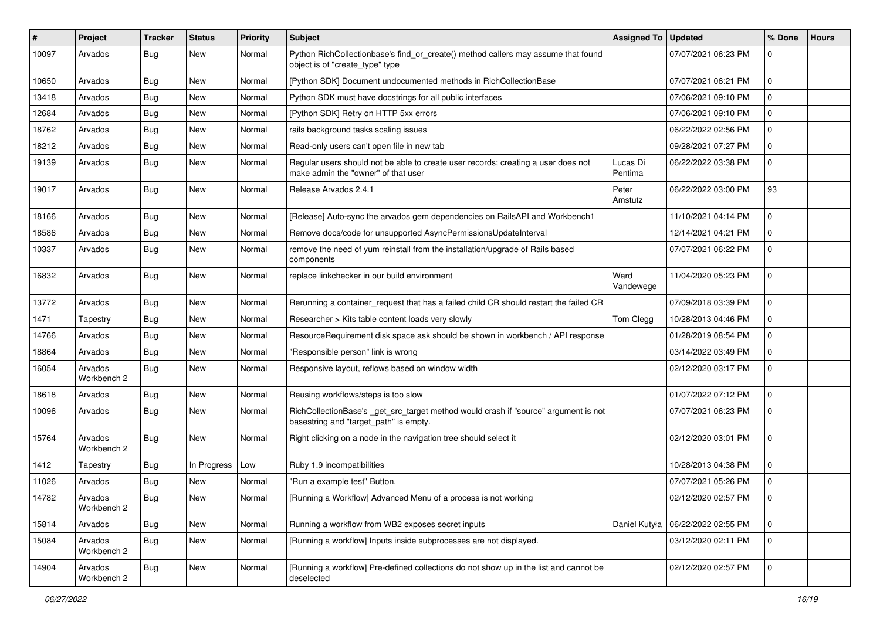| # | Project | Tracker | Status | Priority | Subject | Assigned To | Updated | % Done | Hours |
|---|---|---|---|---|---|---|---|---|---|
| 10097 | Arvados | Bug | New | Normal | Python RichCollectionbase's find_or_create() method callers may assume that found object is of "create_type" type | | 07/07/2021 06:23 PM | 0 | |
| 10650 | Arvados | Bug | New | Normal | [Python SDK] Document undocumented methods in RichCollectionBase | | 07/07/2021 06:21 PM | 0 | |
| 13418 | Arvados | Bug | New | Normal | Python SDK must have docstrings for all public interfaces | | 07/06/2021 09:10 PM | 0 | |
| 12684 | Arvados | Bug | New | Normal | [Python SDK] Retry on HTTP 5xx errors | | 07/06/2021 09:10 PM | 0 | |
| 18762 | Arvados | Bug | New | Normal | rails background tasks scaling issues | | 06/22/2022 02:56 PM | 0 | |
| 18212 | Arvados | Bug | New | Normal | Read-only users can't open file in new tab | | 09/28/2021 07:27 PM | 0 | |
| 19139 | Arvados | Bug | New | Normal | Regular users should not be able to create user records; creating a user does not make admin the "owner" of that user | Lucas Di Pentima | 06/22/2022 03:38 PM | 0 | |
| 19017 | Arvados | Bug | New | Normal | Release Arvados 2.4.1 | Peter Amstutz | 06/22/2022 03:00 PM | 93 | |
| 18166 | Arvados | Bug | New | Normal | [Release] Auto-sync the arvados gem dependencies on RailsAPI and Workbench1 | | 11/10/2021 04:14 PM | 0 | |
| 18586 | Arvados | Bug | New | Normal | Remove docs/code for unsupported AsyncPermissionsUpdateInterval | | 12/14/2021 04:21 PM | 0 | |
| 10337 | Arvados | Bug | New | Normal | remove the need of yum reinstall from the installation/upgrade of Rails based components | | 07/07/2021 06:22 PM | 0 | |
| 16832 | Arvados | Bug | New | Normal | replace linkchecker in our build environment | Ward Vandewege | 11/04/2020 05:23 PM | 0 | |
| 13772 | Arvados | Bug | New | Normal | Rerunning a container_request that has a failed child CR should restart the failed CR | | 07/09/2018 03:39 PM | 0 | |
| 1471 | Tapestry | Bug | New | Normal | Researcher > Kits table content loads very slowly | Tom Clegg | 10/28/2013 04:46 PM | 0 | |
| 14766 | Arvados | Bug | New | Normal | ResourceRequirement disk space ask should be shown in workbench / API response | | 01/28/2019 08:54 PM | 0 | |
| 18864 | Arvados | Bug | New | Normal | "Responsible person" link is wrong | | 03/14/2022 03:49 PM | 0 | |
| 16054 | Arvados Workbench 2 | Bug | New | Normal | Responsive layout, reflows based on window width | | 02/12/2020 03:17 PM | 0 | |
| 18618 | Arvados | Bug | New | Normal | Reusing workflows/steps is too slow | | 01/07/2022 07:12 PM | 0 | |
| 10096 | Arvados | Bug | New | Normal | RichCollectionBase's _get_src_target method would crash if "source" argument is not basestring and "target_path" is empty. | | 07/07/2021 06:23 PM | 0 | |
| 15764 | Arvados Workbench 2 | Bug | New | Normal | Right clicking on a node in the navigation tree should select it | | 02/12/2020 03:01 PM | 0 | |
| 1412 | Tapestry | Bug | In Progress | Low | Ruby 1.9 incompatibilities | | 10/28/2013 04:38 PM | 0 | |
| 11026 | Arvados | Bug | New | Normal | "Run a example test" Button. | | 07/07/2021 05:26 PM | 0 | |
| 14782 | Arvados Workbench 2 | Bug | New | Normal | [Running a Workflow] Advanced Menu of a process is not working | | 02/12/2020 02:57 PM | 0 | |
| 15814 | Arvados | Bug | New | Normal | Running a workflow from WB2 exposes secret inputs | Daniel Kutyła | 06/22/2022 02:55 PM | 0 | |
| 15084 | Arvados Workbench 2 | Bug | New | Normal | [Running a workflow] Inputs inside subprocesses are not displayed. | | 03/12/2020 02:11 PM | 0 | |
| 14904 | Arvados Workbench 2 | Bug | New | Normal | [Running a workflow] Pre-defined collections do not show up in the list and cannot be deselected | | 02/12/2020 02:57 PM | 0 | |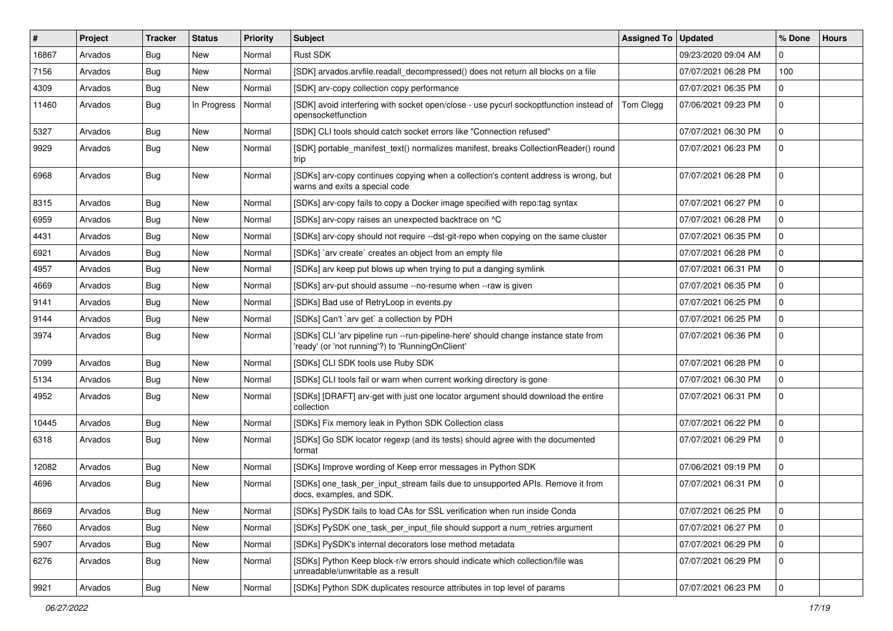| # | Project | Tracker | Status | Priority | Subject | Assigned To | Updated | % Done | Hours |
|---|---|---|---|---|---|---|---|---|---|
| 16867 | Arvados | Bug | New | Normal | Rust SDK | | 09/23/2020 09:04 AM | 0 | |
| 7156 | Arvados | Bug | New | Normal | [SDK] arvados.arvfile.readall_decompressed() does not return all blocks on a file | | 07/07/2021 06:28 PM | 100 | |
| 4309 | Arvados | Bug | New | Normal | [SDK] arv-copy collection copy performance | | 07/07/2021 06:35 PM | 0 | |
| 11460 | Arvados | Bug | In Progress | Normal | [SDK] avoid interfering with socket open/close - use pycurl sockoptfunction instead of opensocketfunction | Tom Clegg | 07/06/2021 09:23 PM | 0 | |
| 5327 | Arvados | Bug | New | Normal | [SDK] CLI tools should catch socket errors like "Connection refused" | | 07/07/2021 06:30 PM | 0 | |
| 9929 | Arvados | Bug | New | Normal | [SDK] portable_manifest_text() normalizes manifest, breaks CollectionReader() round trip | | 07/07/2021 06:23 PM | 0 | |
| 6968 | Arvados | Bug | New | Normal | [SDKs] arv-copy continues copying when a collection's content address is wrong, but warns and exits a special code | | 07/07/2021 06:28 PM | 0 | |
| 8315 | Arvados | Bug | New | Normal | [SDKs] arv-copy fails to copy a Docker image specified with repo:tag syntax | | 07/07/2021 06:27 PM | 0 | |
| 6959 | Arvados | Bug | New | Normal | [SDKs] arv-copy raises an unexpected backtrace on ^C | | 07/07/2021 06:28 PM | 0 | |
| 4431 | Arvados | Bug | New | Normal | [SDKs] arv-copy should not require --dst-git-repo when copying on the same cluster | | 07/07/2021 06:35 PM | 0 | |
| 6921 | Arvados | Bug | New | Normal | [SDKs] `arv create` creates an object from an empty file | | 07/07/2021 06:28 PM | 0 | |
| 4957 | Arvados | Bug | New | Normal | [SDKs] arv keep put blows up when trying to put a danging symlink | | 07/07/2021 06:31 PM | 0 | |
| 4669 | Arvados | Bug | New | Normal | [SDKs] arv-put should assume --no-resume when --raw is given | | 07/07/2021 06:35 PM | 0 | |
| 9141 | Arvados | Bug | New | Normal | [SDKs] Bad use of RetryLoop in events.py | | 07/07/2021 06:25 PM | 0 | |
| 9144 | Arvados | Bug | New | Normal | [SDKs] Can't `arv get` a collection by PDH | | 07/07/2021 06:25 PM | 0 | |
| 3974 | Arvados | Bug | New | Normal | [SDKs] CLI 'arv pipeline run --run-pipeline-here' should change instance state from 'ready' (or 'not running'?) to 'RunningOnClient' | | 07/07/2021 06:36 PM | 0 | |
| 7099 | Arvados | Bug | New | Normal | [SDKs] CLI SDK tools use Ruby SDK | | 07/07/2021 06:28 PM | 0 | |
| 5134 | Arvados | Bug | New | Normal | [SDKs] CLI tools fail or warn when current working directory is gone | | 07/07/2021 06:30 PM | 0 | |
| 4952 | Arvados | Bug | New | Normal | [SDKs] [DRAFT] arv-get with just one locator argument should download the entire collection | | 07/07/2021 06:31 PM | 0 | |
| 10445 | Arvados | Bug | New | Normal | [SDKs] Fix memory leak in Python SDK Collection class | | 07/07/2021 06:22 PM | 0 | |
| 6318 | Arvados | Bug | New | Normal | [SDKs] Go SDK locator regexp (and its tests) should agree with the documented format | | 07/07/2021 06:29 PM | 0 | |
| 12082 | Arvados | Bug | New | Normal | [SDKs] Improve wording of Keep error messages in Python SDK | | 07/06/2021 09:19 PM | 0 | |
| 4696 | Arvados | Bug | New | Normal | [SDKs] one_task_per_input_stream fails due to unsupported APIs. Remove it from docs, examples, and SDK. | | 07/07/2021 06:31 PM | 0 | |
| 8669 | Arvados | Bug | New | Normal | [SDKs] PySDK fails to load CAs for SSL verification when run inside Conda | | 07/07/2021 06:25 PM | 0 | |
| 7660 | Arvados | Bug | New | Normal | [SDKs] PySDK one_task_per_input_file should support a num_retries argument | | 07/07/2021 06:27 PM | 0 | |
| 5907 | Arvados | Bug | New | Normal | [SDKs] PySDK's internal decorators lose method metadata | | 07/07/2021 06:29 PM | 0 | |
| 6276 | Arvados | Bug | New | Normal | [SDKs] Python Keep block-r/w errors should indicate which collection/file was unreadable/unwritable as a result | | 07/07/2021 06:29 PM | 0 | |
| 9921 | Arvados | Bug | New | Normal | [SDKs] Python SDK duplicates resource attributes in top level of params | | 07/07/2021 06:23 PM | 0 | |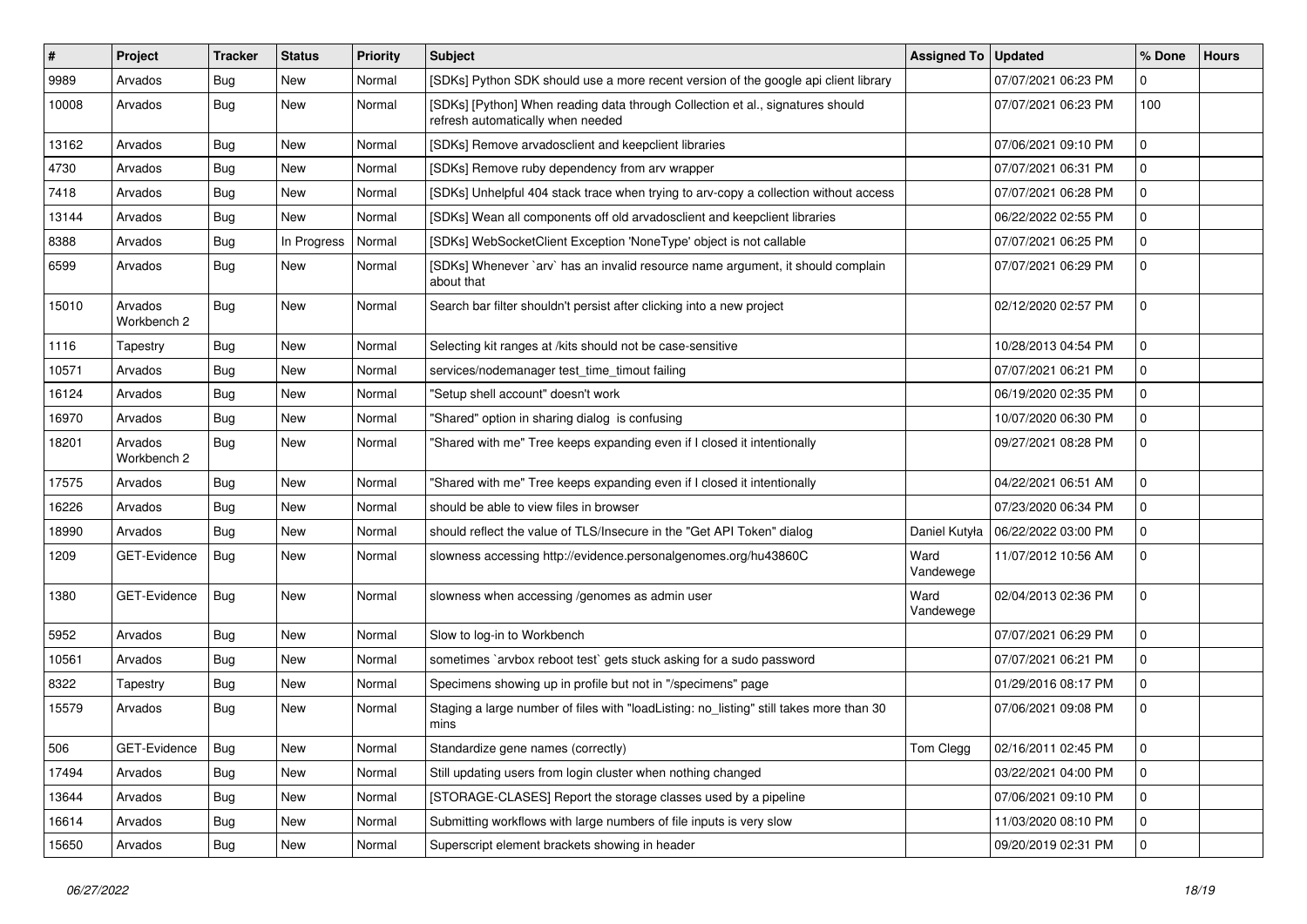| # | Project | Tracker | Status | Priority | Subject | Assigned To | Updated | % Done | Hours |
|---|---|---|---|---|---|---|---|---|---|
| 9989 | Arvados | Bug | New | Normal | [SDKs] Python SDK should use a more recent version of the google api client library | | 07/07/2021 06:23 PM | 0 | |
| 10008 | Arvados | Bug | New | Normal | [SDKs] [Python] When reading data through Collection et al., signatures should refresh automatically when needed | | 07/07/2021 06:23 PM | 100 | |
| 13162 | Arvados | Bug | New | Normal | [SDKs] Remove arvadosclient and keepclient libraries | | 07/06/2021 09:10 PM | 0 | |
| 4730 | Arvados | Bug | New | Normal | [SDKs] Remove ruby dependency from arv wrapper | | 07/07/2021 06:31 PM | 0 | |
| 7418 | Arvados | Bug | New | Normal | [SDKs] Unhelpful 404 stack trace when trying to arv-copy a collection without access | | 07/07/2021 06:28 PM | 0 | |
| 13144 | Arvados | Bug | New | Normal | [SDKs] Wean all components off old arvadosclient and keepclient libraries | | 06/22/2022 02:55 PM | 0 | |
| 8388 | Arvados | Bug | In Progress | Normal | [SDKs] WebSocketClient Exception 'NoneType' object is not callable | | 07/07/2021 06:25 PM | 0 | |
| 6599 | Arvados | Bug | New | Normal | [SDKs] Whenever `arv` has an invalid resource name argument, it should complain about that | | 07/07/2021 06:29 PM | 0 | |
| 15010 | Arvados Workbench 2 | Bug | New | Normal | Search bar filter shouldn't persist after clicking into a new project | | 02/12/2020 02:57 PM | 0 | |
| 1116 | Tapestry | Bug | New | Normal | Selecting kit ranges at /kits should not be case-sensitive | | 10/28/2013 04:54 PM | 0 | |
| 10571 | Arvados | Bug | New | Normal | services/nodemanager test_time_timout failing | | 07/07/2021 06:21 PM | 0 | |
| 16124 | Arvados | Bug | New | Normal | "Setup shell account" doesn't work | | 06/19/2020 02:35 PM | 0 | |
| 16970 | Arvados | Bug | New | Normal | "Shared" option in sharing dialog is confusing | | 10/07/2020 06:30 PM | 0 | |
| 18201 | Arvados Workbench 2 | Bug | New | Normal | "Shared with me" Tree keeps expanding even if I closed it intentionally | | 09/27/2021 08:28 PM | 0 | |
| 17575 | Arvados | Bug | New | Normal | "Shared with me" Tree keeps expanding even if I closed it intentionally | | 04/22/2021 06:51 AM | 0 | |
| 16226 | Arvados | Bug | New | Normal | should be able to view files in browser | | 07/23/2020 06:34 PM | 0 | |
| 18990 | Arvados | Bug | New | Normal | should reflect the value of TLS/Insecure in the "Get API Token" dialog | Daniel Kutyła | 06/22/2022 03:00 PM | 0 | |
| 1209 | GET-Evidence | Bug | New | Normal | slowness accessing http://evidence.personalgenomes.org/hu43860C | Ward Vandewege | 11/07/2012 10:56 AM | 0 | |
| 1380 | GET-Evidence | Bug | New | Normal | slowness when accessing /genomes as admin user | Ward Vandewege | 02/04/2013 02:36 PM | 0 | |
| 5952 | Arvados | Bug | New | Normal | Slow to log-in to Workbench | | 07/07/2021 06:29 PM | 0 | |
| 10561 | Arvados | Bug | New | Normal | sometimes `arvbox reboot test` gets stuck asking for a sudo password | | 07/07/2021 06:21 PM | 0 | |
| 8322 | Tapestry | Bug | New | Normal | Specimens showing up in profile but not in "/specimens" page | | 01/29/2016 08:17 PM | 0 | |
| 15579 | Arvados | Bug | New | Normal | Staging a large number of files with "loadListing: no_listing" still takes more than 30 mins | | 07/06/2021 09:08 PM | 0 | |
| 506 | GET-Evidence | Bug | New | Normal | Standardize gene names (correctly) | Tom Clegg | 02/16/2011 02:45 PM | 0 | |
| 17494 | Arvados | Bug | New | Normal | Still updating users from login cluster when nothing changed | | 03/22/2021 04:00 PM | 0 | |
| 13644 | Arvados | Bug | New | Normal | [STORAGE-CLASES] Report the storage classes used by a pipeline | | 07/06/2021 09:10 PM | 0 | |
| 16614 | Arvados | Bug | New | Normal | Submitting workflows with large numbers of file inputs is very slow | | 11/03/2020 08:10 PM | 0 | |
| 15650 | Arvados | Bug | New | Normal | Superscript element brackets showing in header | | 09/20/2019 02:31 PM | 0 | |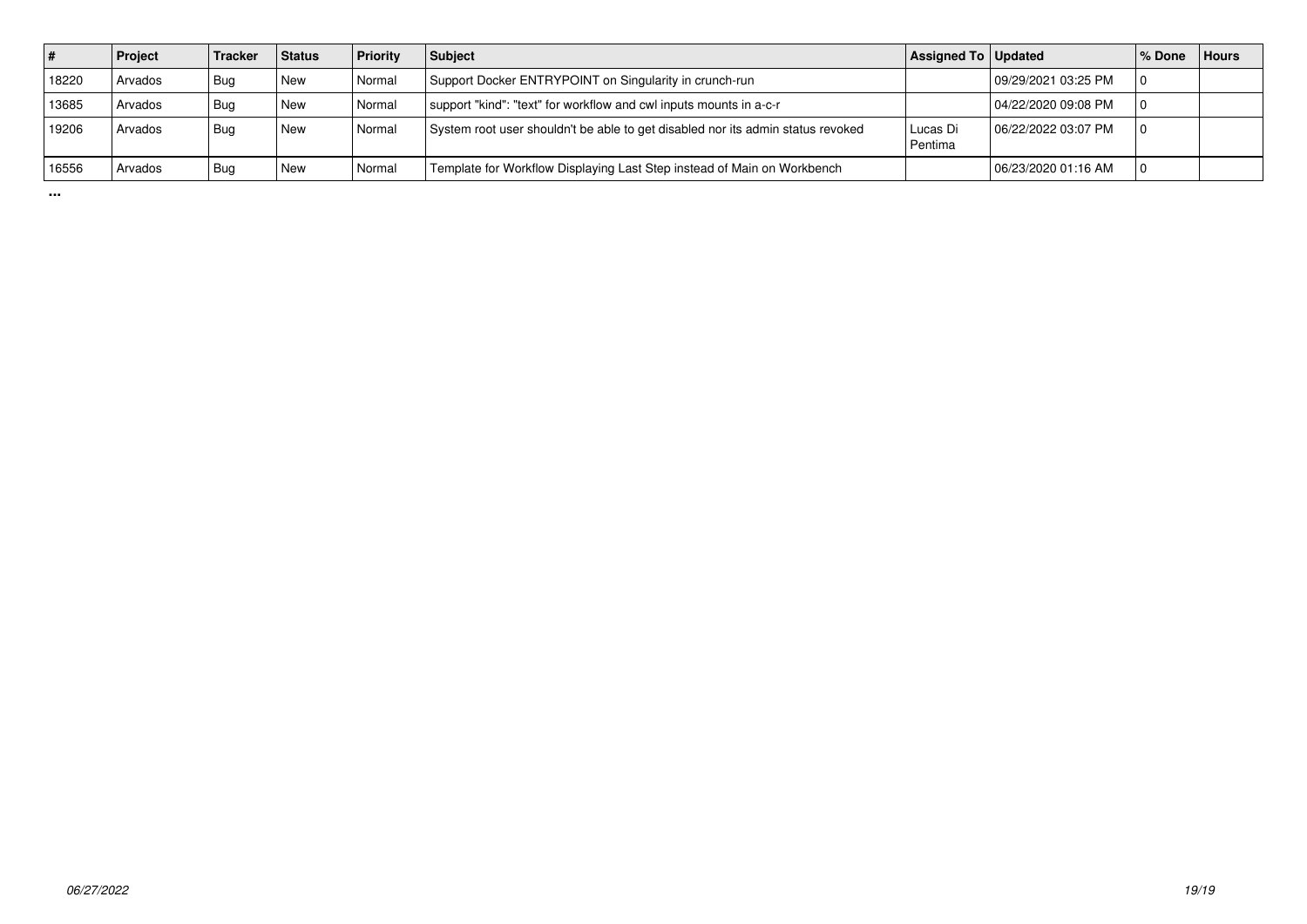| # | Project | Tracker | Status | Priority | Subject | Assigned To | Updated | % Done | Hours |
|---|---|---|---|---|---|---|---|---|---|
| 18220 | Arvados | Bug | New | Normal | Support Docker ENTRYPOINT on Singularity in crunch-run | | 09/29/2021 03:25 PM | 0 | |
| 13685 | Arvados | Bug | New | Normal | support "kind": "text" for workflow and cwl inputs mounts in a-c-r | | 04/22/2020 09:08 PM | 0 | |
| 19206 | Arvados | Bug | New | Normal | System root user shouldn't be able to get disabled nor its admin status revoked | Lucas Di Pentima | 06/22/2022 03:07 PM | 0 | |
| 16556 | Arvados | Bug | New | Normal | Template for Workflow Displaying Last Step instead of Main on Workbench | | 06/23/2020 01:16 AM | 0 | |

...

*06/27/2022*